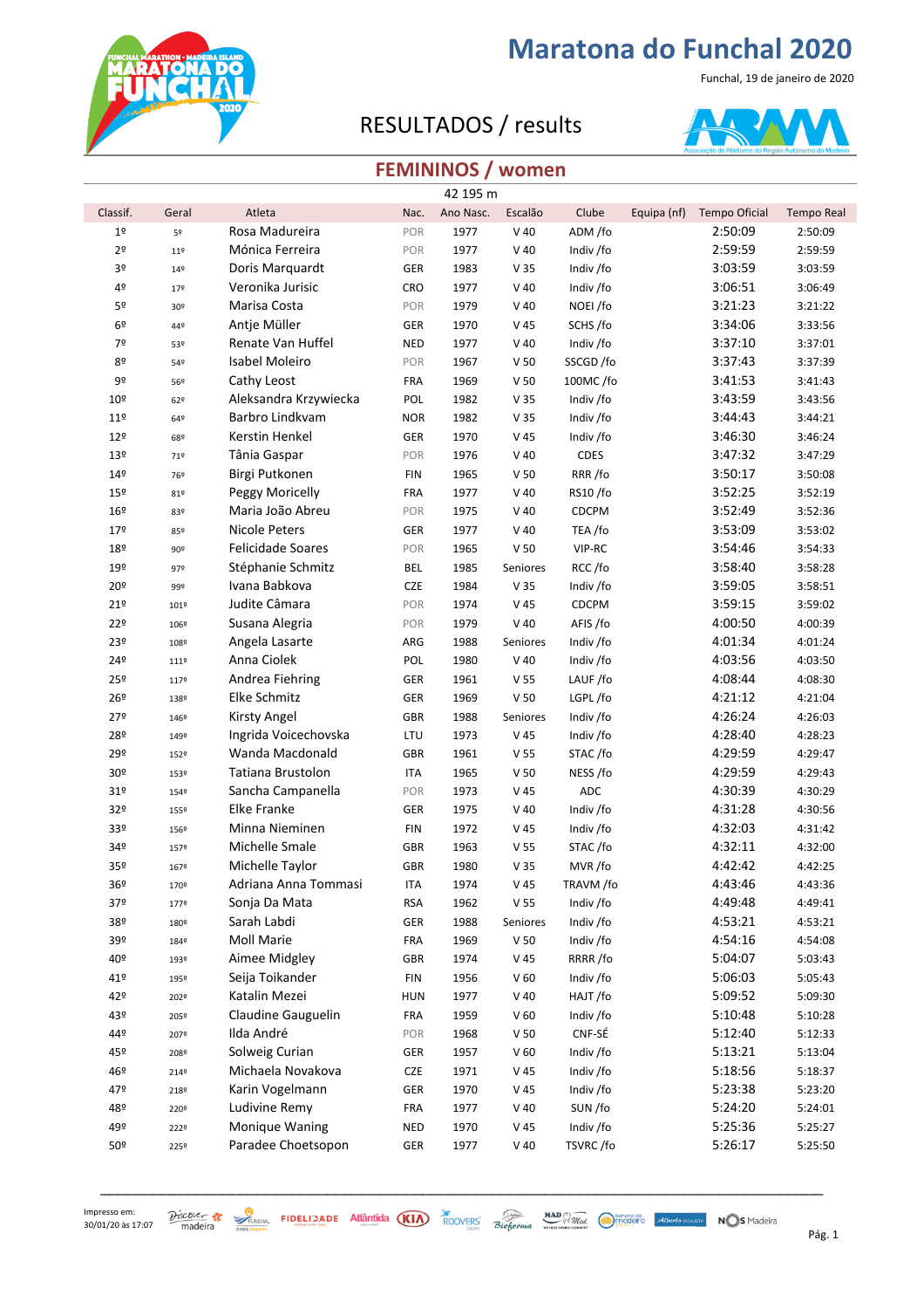# Maratona do Funchal 2020

Funchal, 19 de janeiro de 2020

## RESULTADOS / results

### FEMININOS / women

42 195 m

| Classif. | Geral | Atleta | Nac. | Ano Nasc. | Escalão | Clube | Equipa (nf) | Tempo Oficial | Tempo Real |
|---|---|---|---|---|---|---|---|---|---|
| 1º | 5º | Rosa Madureira | POR | 1977 | V 40 | ADM /fo | | 2:50:09 | 2:50:09 |
| 2º | 11º | Mónica Ferreira | POR | 1977 | V 40 | Indiv /fo | | 2:59:59 | 2:59:59 |
| 3º | 14º | Doris Marquardt | GER | 1983 | V 35 | Indiv /fo | | 3:03:59 | 3:03:59 |
| 4º | 17º | Veronika Jurisic | CRO | 1977 | V 40 | Indiv /fo | | 3:06:51 | 3:06:49 |
| 5º | 30º | Marisa Costa | POR | 1979 | V 40 | NOEI /fo | | 3:21:23 | 3:21:22 |
| 6º | 44º | Antje Müller | GER | 1970 | V 45 | SCHS /fo | | 3:34:06 | 3:33:56 |
| 7º | 53º | Renate Van Huffel | NED | 1977 | V 40 | Indiv /fo | | 3:37:10 | 3:37:01 |
| 8º | 54º | Isabel Moleiro | POR | 1967 | V 50 | SSCGD /fo | | 3:37:43 | 3:37:39 |
| 9º | 56º | Cathy Leost | FRA | 1969 | V 50 | 100MC /fo | | 3:41:53 | 3:41:43 |
| 10º | 62º | Aleksandra Krzywiecka | POL | 1982 | V 35 | Indiv /fo | | 3:43:59 | 3:43:56 |
| 11º | 64º | Barbro Lindkvam | NOR | 1982 | V 35 | Indiv /fo | | 3:44:43 | 3:44:21 |
| 12º | 68º | Kerstin Henkel | GER | 1970 | V 45 | Indiv /fo | | 3:46:30 | 3:46:24 |
| 13º | 71º | Tânia Gaspar | POR | 1976 | V 40 | CDES | | 3:47:32 | 3:47:29 |
| 14º | 76º | Birgi Putkonen | FIN | 1965 | V 50 | RRR /fo | | 3:50:17 | 3:50:08 |
| 15º | 81º | Peggy Moricelly | FRA | 1977 | V 40 | RS10 /fo | | 3:52:25 | 3:52:19 |
| 16º | 83º | Maria João Abreu | POR | 1975 | V 40 | CDCPM | | 3:52:49 | 3:52:36 |
| 17º | 85º | Nicole Peters | GER | 1977 | V 40 | TEA /fo | | 3:53:09 | 3:53:02 |
| 18º | 90º | Felicidade Soares | POR | 1965 | V 50 | VIP-RC | | 3:54:46 | 3:54:33 |
| 19º | 97º | Stéphanie Schmitz | BEL | 1985 | Seniores | RCC /fo | | 3:58:40 | 3:58:28 |
| 20º | 99º | Ivana Babkova | CZE | 1984 | V 35 | Indiv /fo | | 3:59:05 | 3:58:51 |
| 21º | 101º | Judite Câmara | POR | 1974 | V 45 | CDCPM | | 3:59:15 | 3:59:02 |
| 22º | 106º | Susana Alegria | POR | 1979 | V 40 | AFIS /fo | | 4:00:50 | 4:00:39 |
| 23º | 108º | Angela Lasarte | ARG | 1988 | Seniores | Indiv /fo | | 4:01:34 | 4:01:24 |
| 24º | 111º | Anna Ciolek | POL | 1980 | V 40 | Indiv /fo | | 4:03:56 | 4:03:50 |
| 25º | 117º | Andrea Fiehring | GER | 1961 | V 55 | LAUF /fo | | 4:08:44 | 4:08:30 |
| 26º | 138º | Elke Schmitz | GER | 1969 | V 50 | LGPL /fo | | 4:21:12 | 4:21:04 |
| 27º | 146º | Kirsty Angel | GBR | 1988 | Seniores | Indiv /fo | | 4:26:24 | 4:26:03 |
| 28º | 149º | Ingrida Voicechovska | LTU | 1973 | V 45 | Indiv /fo | | 4:28:40 | 4:28:23 |
| 29º | 152º | Wanda Macdonald | GBR | 1961 | V 55 | STAC /fo | | 4:29:59 | 4:29:47 |
| 30º | 153º | Tatiana Brustolon | ITA | 1965 | V 50 | NESS /fo | | 4:29:59 | 4:29:43 |
| 31º | 154º | Sancha Campanella | POR | 1973 | V 45 | ADC | | 4:30:39 | 4:30:29 |
| 32º | 155º | Elke Franke | GER | 1975 | V 40 | Indiv /fo | | 4:31:28 | 4:30:56 |
| 33º | 156º | Minna Nieminen | FIN | 1972 | V 45 | Indiv /fo | | 4:32:03 | 4:31:42 |
| 34º | 157º | Michelle Smale | GBR | 1963 | V 55 | STAC /fo | | 4:32:11 | 4:32:00 |
| 35º | 167º | Michelle Taylor | GBR | 1980 | V 35 | MVR /fo | | 4:42:42 | 4:42:25 |
| 36º | 170º | Adriana Anna Tommasi | ITA | 1974 | V 45 | TRAVM /fo | | 4:43:46 | 4:43:36 |
| 37º | 177º | Sonja Da Mata | RSA | 1962 | V 55 | Indiv /fo | | 4:49:48 | 4:49:41 |
| 38º | 180º | Sarah Labdi | GER | 1988 | Seniores | Indiv /fo | | 4:53:21 | 4:53:21 |
| 39º | 184º | Moll Marie | FRA | 1969 | V 50 | Indiv /fo | | 4:54:16 | 4:54:08 |
| 40º | 193º | Aimee Midgley | GBR | 1974 | V 45 | RRRR /fo | | 5:04:07 | 5:03:43 |
| 41º | 195º | Seija Toikander | FIN | 1956 | V 60 | Indiv /fo | | 5:06:03 | 5:05:43 |
| 42º | 202º | Katalin Mezei | HUN | 1977 | V 40 | HAJT /fo | | 5:09:52 | 5:09:30 |
| 43º | 205º | Claudine Gauguelin | FRA | 1959 | V 60 | Indiv /fo | | 5:10:48 | 5:10:28 |
| 44º | 207º | Ilda André | POR | 1968 | V 50 | CNF-SÉ | | 5:12:40 | 5:12:33 |
| 45º | 208º | Solweig Curian | GER | 1957 | V 60 | Indiv /fo | | 5:13:21 | 5:13:04 |
| 46º | 214º | Michaela Novakova | CZE | 1971 | V 45 | Indiv /fo | | 5:18:56 | 5:18:37 |
| 47º | 218º | Karin Vogelmann | GER | 1970 | V 45 | Indiv /fo | | 5:23:38 | 5:23:20 |
| 48º | 220º | Ludivine Remy | FRA | 1977 | V 40 | SUN /fo | | 5:24:20 | 5:24:01 |
| 49º | 222º | Monique Waning | NED | 1970 | V 45 | Indiv /fo | | 5:25:36 | 5:25:27 |
| 50º | 225º | Paradee Choetsopon | GER | 1977 | V 40 | TSVRC /fo | | 5:26:17 | 5:25:50 |

Impresso em: 30/01/20 às 17:07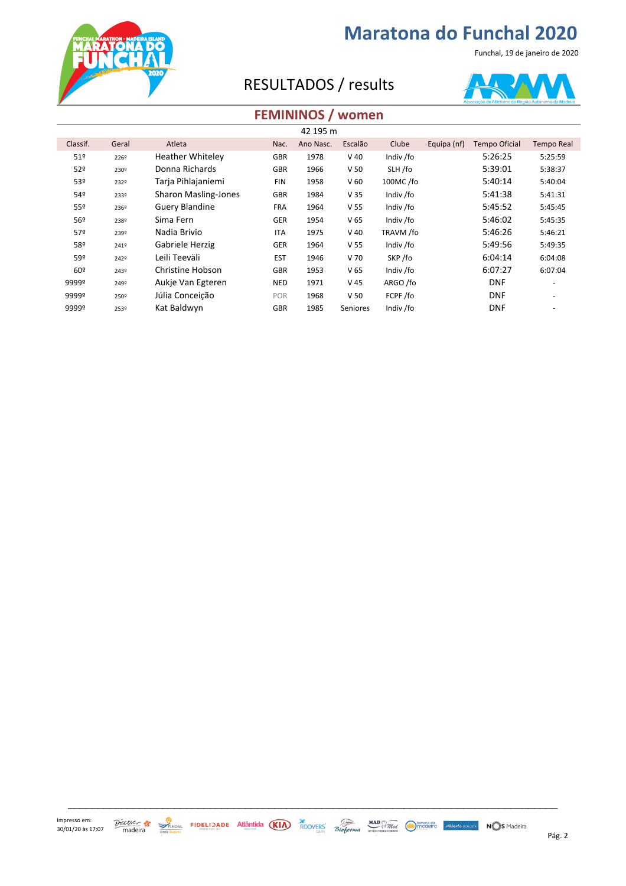# Maratona do Funchal 2020

Funchal, 19 de janeiro de 2020

## RESULTADOS / results

### FEMININOS / women

42 195 m

| Classif. | Geral | Atleta | Nac. | Ano Nasc. | Escalão | Clube | Equipa (nf) | Tempo Oficial | Tempo Real |
|---|---|---|---|---|---|---|---|---|---|
| 51º | 226º | Heather Whiteley | GBR | 1978 | V 40 | Indiv /fo | | 5:26:25 | 5:25:59 |
| 52º | 230º | Donna Richards | GBR | 1966 | V 50 | SLH /fo | | 5:39:01 | 5:38:37 |
| 53º | 232º | Tarja Pihlajaniemi | FIN | 1958 | V 60 | 100MC /fo | | 5:40:14 | 5:40:04 |
| 54º | 233º | Sharon Masling-Jones | GBR | 1984 | V 35 | Indiv /fo | | 5:41:38 | 5:41:31 |
| 55º | 236º | Guery Blandine | FRA | 1964 | V 55 | Indiv /fo | | 5:45:52 | 5:45:45 |
| 56º | 238º | Sima Fern | GER | 1954 | V 65 | Indiv /fo | | 5:46:02 | 5:45:35 |
| 57º | 239º | Nadia Brivio | ITA | 1975 | V 40 | TRAVM /fo | | 5:46:26 | 5:46:21 |
| 58º | 241º | Gabriele Herzig | GER | 1964 | V 55 | Indiv /fo | | 5:49:56 | 5:49:35 |
| 59º | 242º | Leili Teeväli | EST | 1946 | V 70 | SKP /fo | | 6:04:14 | 6:04:08 |
| 60º | 243º | Christine Hobson | GBR | 1953 | V 65 | Indiv /fo | | 6:07:27 | 6:07:04 |
| 9999º | 249º | Aukje Van Egteren | NED | 1971 | V 45 | ARGO /fo | | DNF | - |
| 9999º | 250º | Júlia Conceição | POR | 1968 | V 50 | FCPF /fo | | DNF | - |
| 9999º | 253º | Kat Baldwyn | GBR | 1985 | Seniores | Indiv /fo | | DNF | - |

Impresso em: 30/01/20 às 17:07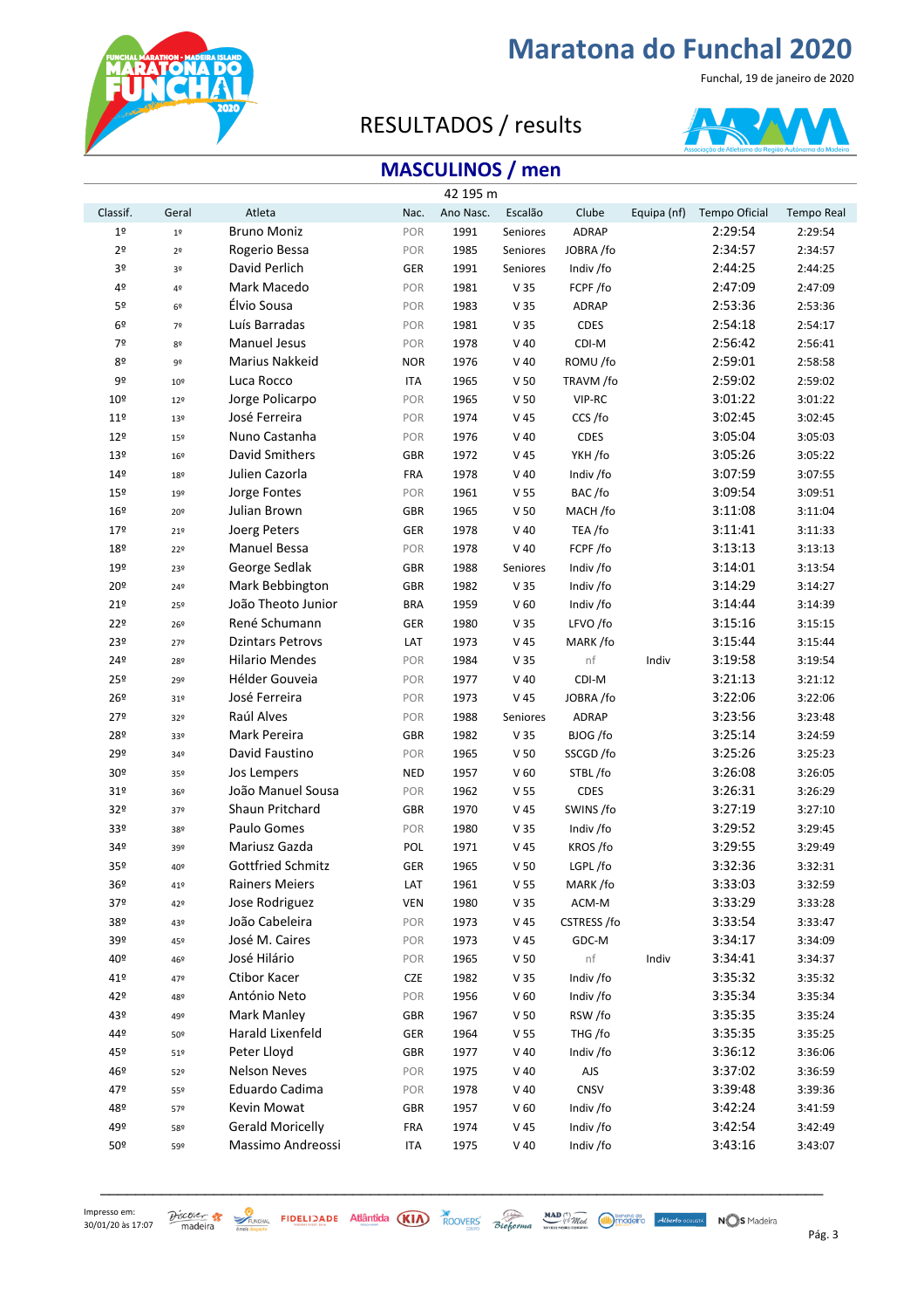# Maratona do Funchal 2020

Funchal, 19 de janeiro de 2020

## RESULTADOS / results

## MASCULINOS / men

42 195 m

| Classif. | Geral | Atleta | Nac. | Ano Nasc. | Escalão | Clube | Equipa (nf) | Tempo Oficial | Tempo Real |
|---|---|---|---|---|---|---|---|---|---|
| 1º | 1º | Bruno Moniz | POR | 1991 | Seniores | ADRAP | | 2:29:54 | 2:29:54 |
| 2º | 2º | Rogerio Bessa | POR | 1985 | Seniores | JOBRA /fo | | 2:34:57 | 2:34:57 |
| 3º | 3º | David Perlich | GER | 1991 | Seniores | Indiv /fo | | 2:44:25 | 2:44:25 |
| 4º | 4º | Mark Macedo | POR | 1981 | V 35 | FCPF /fo | | 2:47:09 | 2:47:09 |
| 5º | 6º | Élvio Sousa | POR | 1983 | V 35 | ADRAP | | 2:53:36 | 2:53:36 |
| 6º | 7º | Luís Barradas | POR | 1981 | V 35 | CDES | | 2:54:18 | 2:54:17 |
| 7º | 8º | Manuel Jesus | POR | 1978 | V 40 | CDI-M | | 2:56:42 | 2:56:41 |
| 8º | 9º | Marius Nakkeid | NOR | 1976 | V 40 | ROMU /fo | | 2:59:01 | 2:58:58 |
| 9º | 10º | Luca Rocco | ITA | 1965 | V 50 | TRAVM /fo | | 2:59:02 | 2:59:02 |
| 10º | 12º | Jorge Policarpo | POR | 1965 | V 50 | VIP-RC | | 3:01:22 | 3:01:22 |
| 11º | 13º | José Ferreira | POR | 1974 | V 45 | CCS /fo | | 3:02:45 | 3:02:45 |
| 12º | 15º | Nuno Castanha | POR | 1976 | V 40 | CDES | | 3:05:04 | 3:05:03 |
| 13º | 16º | David Smithers | GBR | 1972 | V 45 | YKH /fo | | 3:05:26 | 3:05:22 |
| 14º | 18º | Julien Cazorla | FRA | 1978 | V 40 | Indiv /fo | | 3:07:59 | 3:07:55 |
| 15º | 19º | Jorge Fontes | POR | 1961 | V 55 | BAC /fo | | 3:09:54 | 3:09:51 |
| 16º | 20º | Julian Brown | GBR | 1965 | V 50 | MACH /fo | | 3:11:08 | 3:11:04 |
| 17º | 21º | Joerg Peters | GER | 1978 | V 40 | TEA /fo | | 3:11:41 | 3:11:33 |
| 18º | 22º | Manuel Bessa | POR | 1978 | V 40 | FCPF /fo | | 3:13:13 | 3:13:13 |
| 19º | 23º | George Sedlak | GBR | 1988 | Seniores | Indiv /fo | | 3:14:01 | 3:13:54 |
| 20º | 24º | Mark Bebbington | GBR | 1982 | V 35 | Indiv /fo | | 3:14:29 | 3:14:27 |
| 21º | 25º | João Theoto Junior | BRA | 1959 | V 60 | Indiv /fo | | 3:14:44 | 3:14:39 |
| 22º | 26º | René Schumann | GER | 1980 | V 35 | LFVO /fo | | 3:15:16 | 3:15:15 |
| 23º | 27º | Dzintars Petrovs | LAT | 1973 | V 45 | MARK /fo | | 3:15:44 | 3:15:44 |
| 24º | 28º | Hilario Mendes | POR | 1984 | V 35 | nf | Indiv | 3:19:58 | 3:19:54 |
| 25º | 29º | Hélder Gouveia | POR | 1977 | V 40 | CDI-M | | 3:21:13 | 3:21:12 |
| 26º | 31º | José Ferreira | POR | 1973 | V 45 | JOBRA /fo | | 3:22:06 | 3:22:06 |
| 27º | 32º | Raúl Alves | POR | 1988 | Seniores | ADRAP | | 3:23:56 | 3:23:48 |
| 28º | 33º | Mark Pereira | GBR | 1982 | V 35 | BJOG /fo | | 3:25:14 | 3:24:59 |
| 29º | 34º | David Faustino | POR | 1965 | V 50 | SSCGD /fo | | 3:25:26 | 3:25:23 |
| 30º | 35º | Jos Lempers | NED | 1957 | V 60 | STBL /fo | | 3:26:08 | 3:26:05 |
| 31º | 36º | João Manuel Sousa | POR | 1962 | V 55 | CDES | | 3:26:31 | 3:26:29 |
| 32º | 37º | Shaun Pritchard | GBR | 1970 | V 45 | SWINS /fo | | 3:27:19 | 3:27:10 |
| 33º | 38º | Paulo Gomes | POR | 1980 | V 35 | Indiv /fo | | 3:29:52 | 3:29:45 |
| 34º | 39º | Mariusz Gazda | POL | 1971 | V 45 | KROS /fo | | 3:29:55 | 3:29:49 |
| 35º | 40º | Gottfried Schmitz | GER | 1965 | V 50 | LGPL /fo | | 3:32:36 | 3:32:31 |
| 36º | 41º | Rainers Meiers | LAT | 1961 | V 55 | MARK /fo | | 3:33:03 | 3:32:59 |
| 37º | 42º | Jose Rodriguez | VEN | 1980 | V 35 | ACM-M | | 3:33:29 | 3:33:28 |
| 38º | 43º | João Cabeleira | POR | 1973 | V 45 | CSTRESS /fo | | 3:33:54 | 3:33:47 |
| 39º | 45º | José M. Caires | POR | 1973 | V 45 | GDC-M | | 3:34:17 | 3:34:09 |
| 40º | 46º | José Hilário | POR | 1965 | V 50 | nf | Indiv | 3:34:41 | 3:34:37 |
| 41º | 47º | Ctibor Kacer | CZE | 1982 | V 35 | Indiv /fo | | 3:35:32 | 3:35:32 |
| 42º | 48º | António Neto | POR | 1956 | V 60 | Indiv /fo | | 3:35:34 | 3:35:34 |
| 43º | 49º | Mark Manley | GBR | 1967 | V 50 | RSW /fo | | 3:35:35 | 3:35:24 |
| 44º | 50º | Harald Lixenfeld | GER | 1964 | V 55 | THG /fo | | 3:35:35 | 3:35:25 |
| 45º | 51º | Peter Lloyd | GBR | 1977 | V 40 | Indiv /fo | | 3:36:12 | 3:36:06 |
| 46º | 52º | Nelson Neves | POR | 1975 | V 40 | AJS | | 3:37:02 | 3:36:59 |
| 47º | 55º | Eduardo Cadima | POR | 1978 | V 40 | CNSV | | 3:39:48 | 3:39:36 |
| 48º | 57º | Kevin Mowat | GBR | 1957 | V 60 | Indiv /fo | | 3:42:24 | 3:41:59 |
| 49º | 58º | Gerald Moricelly | FRA | 1974 | V 45 | Indiv /fo | | 3:42:54 | 3:42:49 |
| 50º | 59º | Massimo Andreossi | ITA | 1975 | V 40 | Indiv /fo | | 3:43:16 | 3:43:07 |

Impresso em: 30/01/20 às 17:07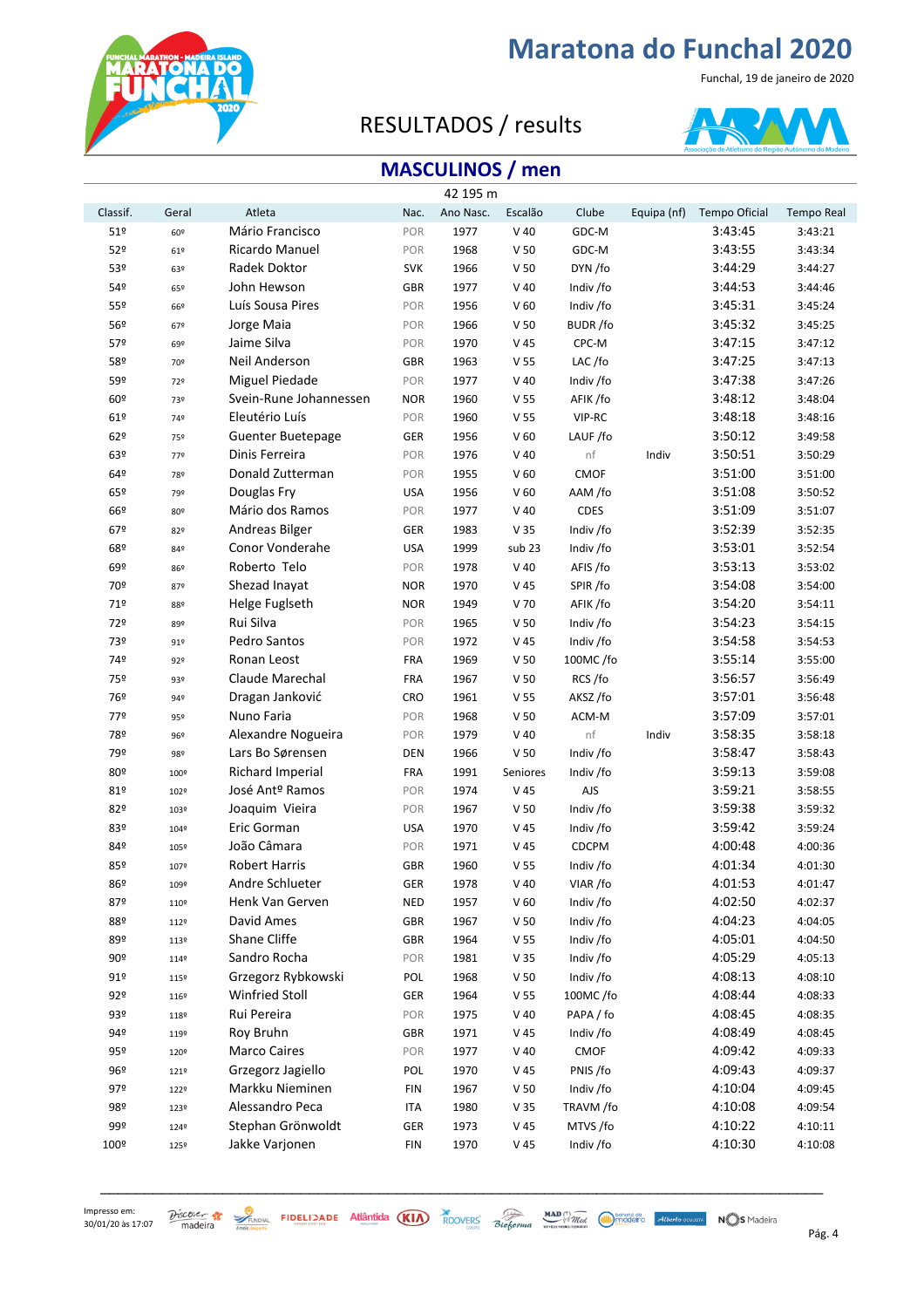# Maratona do Funchal 2020

Funchal, 19 de janeiro de 2020

## RESULTADOS / results

### MASCULINOS / men

42 195 m

| Classif. | Geral | Atleta | Nac. | Ano Nasc. | Escalão | Clube | Equipa (nf) | Tempo Oficial | Tempo Real |
|---|---|---|---|---|---|---|---|---|---|
| 51º | 60º | Mário Francisco | POR | 1977 | V 40 | GDC-M | | 3:43:45 | 3:43:21 |
| 52º | 61º | Ricardo Manuel | POR | 1968 | V 50 | GDC-M | | 3:43:55 | 3:43:34 |
| 53º | 63º | Radek Doktor | SVK | 1966 | V 50 | DYN /fo | | 3:44:29 | 3:44:27 |
| 54º | 65º | John Hewson | GBR | 1977 | V 40 | Indiv /fo | | 3:44:53 | 3:44:46 |
| 55º | 66º | Luís Sousa Pires | POR | 1956 | V 60 | Indiv /fo | | 3:45:31 | 3:45:24 |
| 56º | 67º | Jorge Maia | POR | 1966 | V 50 | BUDR /fo | | 3:45:32 | 3:45:25 |
| 57º | 69º | Jaime Silva | POR | 1970 | V 45 | CPC-M | | 3:47:15 | 3:47:12 |
| 58º | 70º | Neil Anderson | GBR | 1963 | V 55 | LAC /fo | | 3:47:25 | 3:47:13 |
| 59º | 72º | Miguel Piedade | POR | 1977 | V 40 | Indiv /fo | | 3:47:38 | 3:47:26 |
| 60º | 73º | Svein-Rune Johannessen | NOR | 1960 | V 55 | AFIK /fo | | 3:48:12 | 3:48:04 |
| 61º | 74º | Eleutério Luís | POR | 1960 | V 55 | VIP-RC | | 3:48:18 | 3:48:16 |
| 62º | 75º | Guenter Buetepage | GER | 1956 | V 60 | LAUF /fo | | 3:50:12 | 3:49:58 |
| 63º | 77º | Dinis Ferreira | POR | 1976 | V 40 | nf | Indiv | 3:50:51 | 3:50:29 |
| 64º | 78º | Donald Zutterman | POR | 1955 | V 60 | CMOF | | 3:51:00 | 3:51:00 |
| 65º | 79º | Douglas Fry | USA | 1956 | V 60 | AAM /fo | | 3:51:08 | 3:50:52 |
| 66º | 80º | Mário dos Ramos | POR | 1977 | V 40 | CDES | | 3:51:09 | 3:51:07 |
| 67º | 82º | Andreas Bilger | GER | 1983 | V 35 | Indiv /fo | | 3:52:39 | 3:52:35 |
| 68º | 84º | Conor Vonderahe | USA | 1999 | sub 23 | Indiv /fo | | 3:53:01 | 3:52:54 |
| 69º | 86º | Roberto Telo | POR | 1978 | V 40 | AFIS /fo | | 3:53:13 | 3:53:02 |
| 70º | 87º | Shezad Inayat | NOR | 1970 | V 45 | SPIR /fo | | 3:54:08 | 3:54:00 |
| 71º | 88º | Helge Fuglseth | NOR | 1949 | V 70 | AFIK /fo | | 3:54:20 | 3:54:11 |
| 72º | 89º | Rui Silva | POR | 1965 | V 50 | Indiv /fo | | 3:54:23 | 3:54:15 |
| 73º | 91º | Pedro Santos | POR | 1972 | V 45 | Indiv /fo | | 3:54:58 | 3:54:53 |
| 74º | 92º | Ronan Leost | FRA | 1969 | V 50 | 100MC /fo | | 3:55:14 | 3:55:00 |
| 75º | 93º | Claude Marechal | FRA | 1967 | V 50 | RCS /fo | | 3:56:57 | 3:56:49 |
| 76º | 94º | Dragan Janković | CRO | 1961 | V 55 | AKSZ /fo | | 3:57:01 | 3:56:48 |
| 77º | 95º | Nuno Faria | POR | 1968 | V 50 | ACM-M | | 3:57:09 | 3:57:01 |
| 78º | 96º | Alexandre Nogueira | POR | 1979 | V 40 | nf | Indiv | 3:58:35 | 3:58:18 |
| 79º | 98º | Lars Bo Sørensen | DEN | 1966 | V 50 | Indiv /fo | | 3:58:47 | 3:58:43 |
| 80º | 100º | Richard Imperial | FRA | 1991 | Seniores | Indiv /fo | | 3:59:13 | 3:59:08 |
| 81º | 102º | José Antº Ramos | POR | 1974 | V 45 | AJS | | 3:59:21 | 3:58:55 |
| 82º | 103º | Joaquim Vieira | POR | 1967 | V 50 | Indiv /fo | | 3:59:38 | 3:59:32 |
| 83º | 104º | Eric Gorman | USA | 1970 | V 45 | Indiv /fo | | 3:59:42 | 3:59:24 |
| 84º | 105º | João Câmara | POR | 1971 | V 45 | CDCPM | | 4:00:48 | 4:00:36 |
| 85º | 107º | Robert Harris | GBR | 1960 | V 55 | Indiv /fo | | 4:01:34 | 4:01:30 |
| 86º | 109º | Andre Schlueter | GER | 1978 | V 40 | VIAR /fo | | 4:01:53 | 4:01:47 |
| 87º | 110º | Henk Van Gerven | NED | 1957 | V 60 | Indiv /fo | | 4:02:50 | 4:02:37 |
| 88º | 112º | David Ames | GBR | 1967 | V 50 | Indiv /fo | | 4:04:23 | 4:04:05 |
| 89º | 113º | Shane Cliffe | GBR | 1964 | V 55 | Indiv /fo | | 4:05:01 | 4:04:50 |
| 90º | 114º | Sandro Rocha | POR | 1981 | V 35 | Indiv /fo | | 4:05:29 | 4:05:13 |
| 91º | 115º | Grzegorz Rybkowski | POL | 1968 | V 50 | Indiv /fo | | 4:08:13 | 4:08:10 |
| 92º | 116º | Winfried Stoll | GER | 1964 | V 55 | 100MC /fo | | 4:08:44 | 4:08:33 |
| 93º | 118º | Rui Pereira | POR | 1975 | V 40 | PAPA / fo | | 4:08:45 | 4:08:35 |
| 94º | 119º | Roy Bruhn | GBR | 1971 | V 45 | Indiv /fo | | 4:08:49 | 4:08:45 |
| 95º | 120º | Marco Caires | POR | 1977 | V 40 | CMOF | | 4:09:42 | 4:09:33 |
| 96º | 121º | Grzegorz Jagiello | POL | 1970 | V 45 | PNIS /fo | | 4:09:43 | 4:09:37 |
| 97º | 122º | Markku Nieminen | FIN | 1967 | V 50 | Indiv /fo | | 4:10:04 | 4:09:45 |
| 98º | 123º | Alessandro Peca | ITA | 1980 | V 35 | TRAVM /fo | | 4:10:08 | 4:09:54 |
| 99º | 124º | Stephan Grönwoldt | GER | 1973 | V 45 | MTVS /fo | | 4:10:22 | 4:10:11 |
| 100º | 125º | Jakke Varjonen | FIN | 1970 | V 45 | Indiv /fo | | 4:10:30 | 4:10:08 |

Impresso em: 30/01/20 às 17:07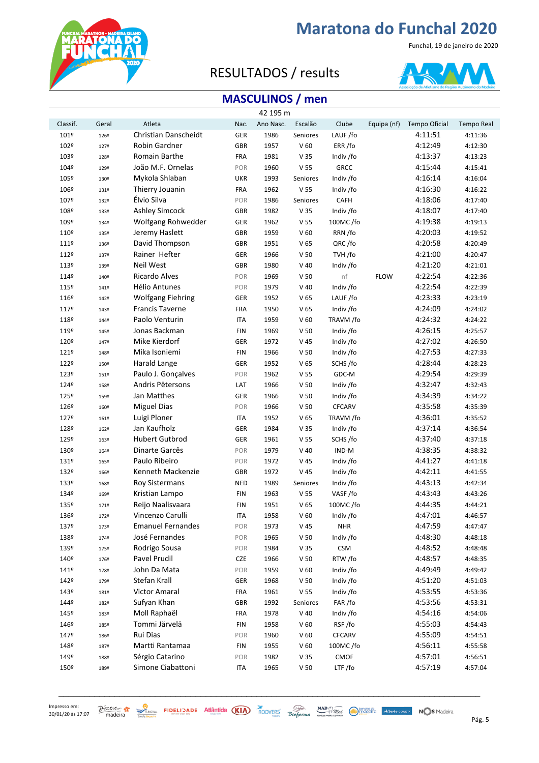# Maratona do Funchal 2020

Funchal, 19 de janeiro de 2020

RESULTADOS / results

## MASCULINOS / men

42 195 m

| Classif. | Geral | Atleta | Nac. | Ano Nasc. | Escalão | Clube | Equipa (nf) | Tempo Oficial | Tempo Real |
|---|---|---|---|---|---|---|---|---|---|
| 101º | 126º | Christian Danscheidt | GER | 1986 | Seniores | LAUF /fo | | 4:11:51 | 4:11:36 |
| 102º | 127º | Robin Gardner | GBR | 1957 | V 60 | ERR /fo | | 4:12:49 | 4:12:30 |
| 103º | 128º | Romain Barthe | FRA | 1981 | V 35 | Indiv /fo | | 4:13:37 | 4:13:23 |
| 104º | 129º | João M.F. Ornelas | POR | 1960 | V 55 | GRCC | | 4:15:44 | 4:15:41 |
| 105º | 130º | Mykola Shlaban | UKR | 1993 | Seniores | Indiv /fo | | 4:16:14 | 4:16:04 |
| 106º | 131º | Thierry Jouanin | FRA | 1962 | V 55 | Indiv /fo | | 4:16:30 | 4:16:22 |
| 107º | 132º | Élvio Silva | POR | 1986 | Seniores | CAFH | | 4:18:06 | 4:17:40 |
| 108º | 133º | Ashley Simcock | GBR | 1982 | V 35 | Indiv /fo | | 4:18:07 | 4:17:40 |
| 109º | 134º | Wolfgang Rohwedder | GER | 1962 | V 55 | 100MC /fo | | 4:19:38 | 4:19:13 |
| 110º | 135º | Jeremy Haslett | GBR | 1959 | V 60 | RRN /fo | | 4:20:03 | 4:19:52 |
| 111º | 136º | David Thompson | GBR | 1951 | V 65 | QRC /fo | | 4:20:58 | 4:20:49 |
| 112º | 137º | Rainer Hefter | GER | 1966 | V 50 | TVH /fo | | 4:21:00 | 4:20:47 |
| 113º | 139º | Neil West | GBR | 1980 | V 40 | Indiv /fo | | 4:21:20 | 4:21:01 |
| 114º | 140º | Ricardo Alves | POR | 1969 | V 50 | nf | FLOW | 4:22:54 | 4:22:36 |
| 115º | 141º | Hélio Antunes | POR | 1979 | V 40 | Indiv /fo | | 4:22:54 | 4:22:39 |
| 116º | 142º | Wolfgang Fiehring | GER | 1952 | V 65 | LAUF /fo | | 4:23:33 | 4:23:19 |
| 117º | 143º | Francis Taverne | FRA | 1950 | V 65 | Indiv /fo | | 4:24:09 | 4:24:02 |
| 118º | 144º | Paolo Venturin | ITA | 1959 | V 60 | TRAVM /fo | | 4:24:32 | 4:24:22 |
| 119º | 145º | Jonas Backman | FIN | 1969 | V 50 | Indiv /fo | | 4:26:15 | 4:25:57 |
| 120º | 147º | Mike Kierdorf | GER | 1972 | V 45 | Indiv /fo | | 4:27:02 | 4:26:50 |
| 121º | 148º | Mika Isoniemi | FIN | 1966 | V 50 | Indiv /fo | | 4:27:53 | 4:27:33 |
| 122º | 150º | Harald Lange | GER | 1952 | V 65 | SCHS /fo | | 4:28:44 | 4:28:23 |
| 123º | 151º | Paulo J. Gonçalves | POR | 1962 | V 55 | GDC-M | | 4:29:54 | 4:29:39 |
| 124º | 158º | Andris Pētersons | LAT | 1966 | V 50 | Indiv /fo | | 4:32:47 | 4:32:43 |
| 125º | 159º | Jan Matthes | GER | 1966 | V 50 | Indiv /fo | | 4:34:39 | 4:34:22 |
| 126º | 160º | Miguel Dias | POR | 1966 | V 50 | CFCARV | | 4:35:58 | 4:35:39 |
| 127º | 161º | Luigi Ploner | ITA | 1952 | V 65 | TRAVM /fo | | 4:36:01 | 4:35:52 |
| 128º | 162º | Jan Kaufholz | GER | 1984 | V 35 | Indiv /fo | | 4:37:14 | 4:36:54 |
| 129º | 163º | Hubert Gutbrod | GER | 1961 | V 55 | SCHS /fo | | 4:37:40 | 4:37:18 |
| 130º | 164º | Dinarte Garcês | POR | 1979 | V 40 | IND-M | | 4:38:35 | 4:38:32 |
| 131º | 165º | Paulo Ribeiro | POR | 1972 | V 45 | Indiv /fo | | 4:41:27 | 4:41:18 |
| 132º | 166º | Kenneth Mackenzie | GBR | 1972 | V 45 | Indiv /fo | | 4:42:11 | 4:41:55 |
| 133º | 168º | Roy Sistermans | NED | 1989 | Seniores | Indiv /fo | | 4:43:13 | 4:42:34 |
| 134º | 169º | Kristian Lampo | FIN | 1963 | V 55 | VASF /fo | | 4:43:43 | 4:43:26 |
| 135º | 171º | Reijo Naalisvaara | FIN | 1951 | V 65 | 100MC /fo | | 4:44:35 | 4:44:21 |
| 136º | 172º | Vincenzo Carulli | ITA | 1958 | V 60 | Indiv /fo | | 4:47:01 | 4:46:57 |
| 137º | 173º | Emanuel Fernandes | POR | 1973 | V 45 | NHR | | 4:47:59 | 4:47:47 |
| 138º | 174º | José Fernandes | POR | 1965 | V 50 | Indiv /fo | | 4:48:30 | 4:48:18 |
| 139º | 175º | Rodrigo Sousa | POR | 1984 | V 35 | CSM | | 4:48:52 | 4:48:48 |
| 140º | 176º | Pavel Prudil | CZE | 1966 | V 50 | RTW /fo | | 4:48:57 | 4:48:35 |
| 141º | 178º | John Da Mata | POR | 1959 | V 60 | Indiv /fo | | 4:49:49 | 4:49:42 |
| 142º | 179º | Stefan Krall | GER | 1968 | V 50 | Indiv /fo | | 4:51:20 | 4:51:03 |
| 143º | 181º | Victor Amaral | FRA | 1961 | V 55 | Indiv /fo | | 4:53:55 | 4:53:36 |
| 144º | 182º | Sufyan Khan | GBR | 1992 | Seniores | FAR /fo | | 4:53:56 | 4:53:31 |
| 145º | 183º | Moll Raphaël | FRA | 1978 | V 40 | Indiv /fo | | 4:54:16 | 4:54:06 |
| 146º | 185º | Tommi Järvelä | FIN | 1958 | V 60 | RSF /fo | | 4:55:03 | 4:54:43 |
| 147º | 186º | Rui Dias | POR | 1960 | V 60 | CFCARV | | 4:55:09 | 4:54:51 |
| 148º | 187º | Martti Rantamaa | FIN | 1955 | V 60 | 100MC /fo | | 4:56:11 | 4:55:58 |
| 149º | 188º | Sérgio Catarino | POR | 1982 | V 35 | CMOF | | 4:57:01 | 4:56:51 |
| 150º | 189º | Simone Ciabattoni | ITA | 1965 | V 50 | LTF /fo | | 4:57:19 | 4:57:04 |

Impresso em: 30/01/20 às 17:07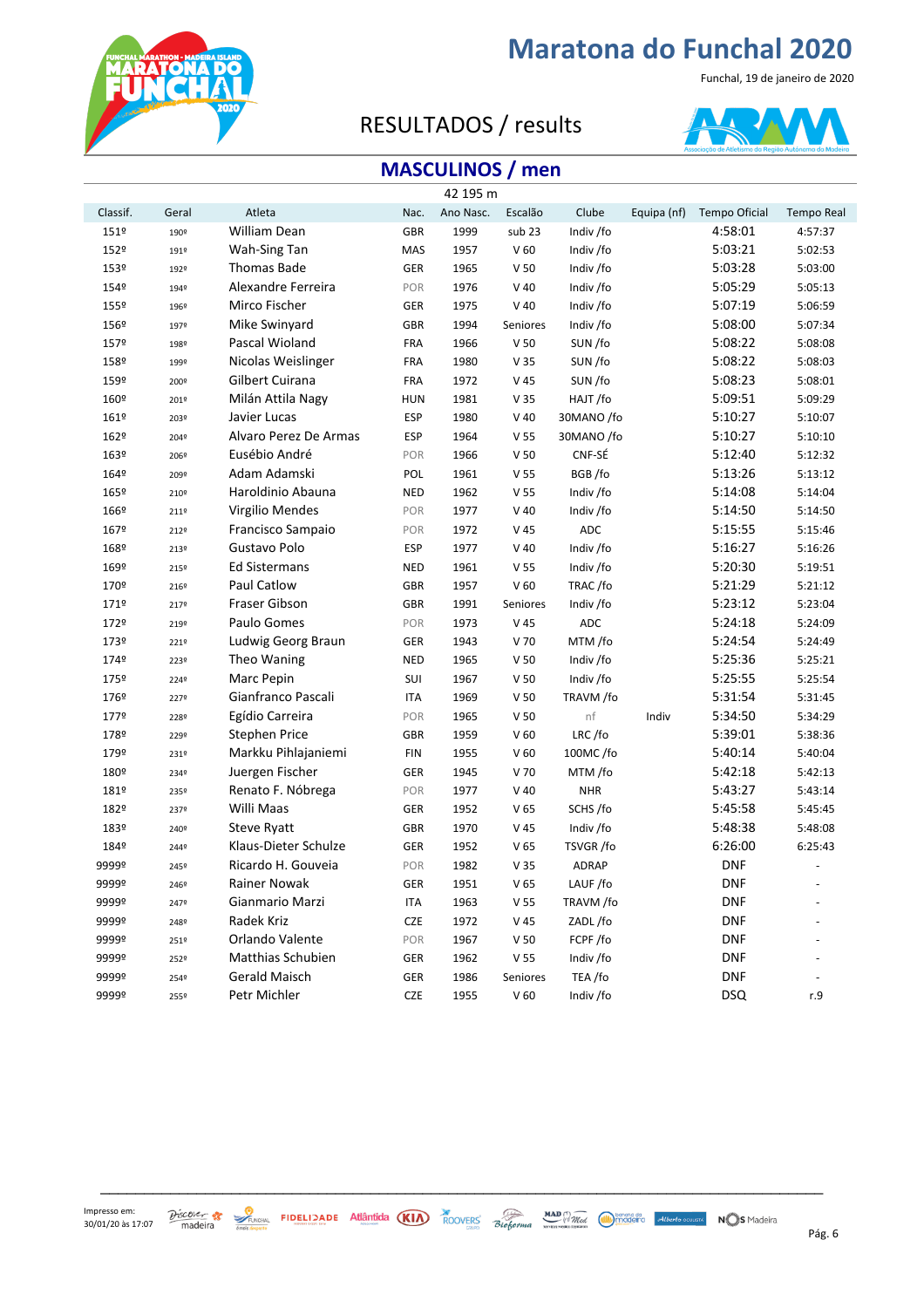# Maratona do Funchal 2020

Funchal, 19 de janeiro de 2020

RESULTADOS / results

## MASCULINOS / men

42 195 m

| Classif. | Geral | Atleta | Nac. | Ano Nasc. | Escalão | Clube | Equipa (nf) | Tempo Oficial | Tempo Real |
|---|---|---|---|---|---|---|---|---|---|
| 151º | 190º | William Dean | GBR | 1999 | sub 23 | Indiv /fo | | 4:58:01 | 4:57:37 |
| 152º | 191º | Wah-Sing Tan | MAS | 1957 | V 60 | Indiv /fo | | 5:03:21 | 5:02:53 |
| 153º | 192º | Thomas Bade | GER | 1965 | V 50 | Indiv /fo | | 5:03:28 | 5:03:00 |
| 154º | 194º | Alexandre Ferreira | POR | 1976 | V 40 | Indiv /fo | | 5:05:29 | 5:05:13 |
| 155º | 196º | Mirco Fischer | GER | 1975 | V 40 | Indiv /fo | | 5:07:19 | 5:06:59 |
| 156º | 197º | Mike Swinyard | GBR | 1994 | Seniores | Indiv /fo | | 5:08:00 | 5:07:34 |
| 157º | 198º | Pascal Wioland | FRA | 1966 | V 50 | SUN /fo | | 5:08:22 | 5:08:08 |
| 158º | 199º | Nicolas Weislinger | FRA | 1980 | V 35 | SUN /fo | | 5:08:22 | 5:08:03 |
| 159º | 200º | Gilbert Cuirana | FRA | 1972 | V 45 | SUN /fo | | 5:08:23 | 5:08:01 |
| 160º | 201º | Milán Attila Nagy | HUN | 1981 | V 35 | HAJT /fo | | 5:09:51 | 5:09:29 |
| 161º | 203º | Javier Lucas | ESP | 1980 | V 40 | 30MANO /fo | | 5:10:27 | 5:10:07 |
| 162º | 204º | Alvaro Perez De Armas | ESP | 1964 | V 55 | 30MANO /fo | | 5:10:27 | 5:10:10 |
| 163º | 206º | Eusébio André | POR | 1966 | V 50 | CNF-SÉ | | 5:12:40 | 5:12:32 |
| 164º | 209º | Adam Adamski | POL | 1961 | V 55 | BGB /fo | | 5:13:26 | 5:13:12 |
| 165º | 210º | Haroldinio Abauna | NED | 1962 | V 55 | Indiv /fo | | 5:14:08 | 5:14:04 |
| 166º | 211º | Virgilio Mendes | POR | 1977 | V 40 | Indiv /fo | | 5:14:50 | 5:14:50 |
| 167º | 212º | Francisco Sampaio | POR | 1972 | V 45 | ADC | | 5:15:55 | 5:15:46 |
| 168º | 213º | Gustavo Polo | ESP | 1977 | V 40 | Indiv /fo | | 5:16:27 | 5:16:26 |
| 169º | 215º | Ed Sistermans | NED | 1961 | V 55 | Indiv /fo | | 5:20:30 | 5:19:51 |
| 170º | 216º | Paul Catlow | GBR | 1957 | V 60 | TRAC /fo | | 5:21:29 | 5:21:12 |
| 171º | 217º | Fraser Gibson | GBR | 1991 | Seniores | Indiv /fo | | 5:23:12 | 5:23:04 |
| 172º | 219º | Paulo Gomes | POR | 1973 | V 45 | ADC | | 5:24:18 | 5:24:09 |
| 173º | 221º | Ludwig Georg Braun | GER | 1943 | V 70 | MTM /fo | | 5:24:54 | 5:24:49 |
| 174º | 223º | Theo Waning | NED | 1965 | V 50 | Indiv /fo | | 5:25:36 | 5:25:21 |
| 175º | 224º | Marc Pepin | SUI | 1967 | V 50 | Indiv /fo | | 5:25:55 | 5:25:54 |
| 176º | 227º | Gianfranco Pascali | ITA | 1969 | V 50 | TRAVM /fo | | 5:31:54 | 5:31:45 |
| 177º | 228º | Egídio Carreira | POR | 1965 | V 50 | nf | Indiv | 5:34:50 | 5:34:29 |
| 178º | 229º | Stephen Price | GBR | 1959 | V 60 | LRC /fo | | 5:39:01 | 5:38:36 |
| 179º | 231º | Markku Pihlajaniemi | FIN | 1955 | V 60 | 100MC /fo | | 5:40:14 | 5:40:04 |
| 180º | 234º | Juergen Fischer | GER | 1945 | V 70 | MTM /fo | | 5:42:18 | 5:42:13 |
| 181º | 235º | Renato F. Nóbrega | POR | 1977 | V 40 | NHR | | 5:43:27 | 5:43:14 |
| 182º | 237º | Willi Maas | GER | 1952 | V 65 | SCHS /fo | | 5:45:58 | 5:45:45 |
| 183º | 240º | Steve Ryatt | GBR | 1970 | V 45 | Indiv /fo | | 5:48:38 | 5:48:08 |
| 184º | 244º | Klaus-Dieter Schulze | GER | 1952 | V 65 | TSVGR /fo | | 6:26:00 | 6:25:43 |
| 9999º | 245º | Ricardo H. Gouveia | POR | 1982 | V 35 | ADRAP | | DNF | - |
| 9999º | 246º | Rainer Nowak | GER | 1951 | V 65 | LAUF /fo | | DNF | - |
| 9999º | 247º | Gianmario Marzi | ITA | 1963 | V 55 | TRAVM /fo | | DNF | - |
| 9999º | 248º | Radek Kriz | CZE | 1972 | V 45 | ZADL /fo | | DNF | - |
| 9999º | 251º | Orlando Valente | POR | 1967 | V 50 | FCPF /fo | | DNF | - |
| 9999º | 252º | Matthias Schubien | GER | 1962 | V 55 | Indiv /fo | | DNF | - |
| 9999º | 254º | Gerald Maisch | GER | 1986 | Seniores | TEA /fo | | DNF | - |
| 9999º | 255º | Petr Michler | CZE | 1955 | V 60 | Indiv /fo | | DSQ | r.9 |

Impresso em: 30/01/20 às 17:07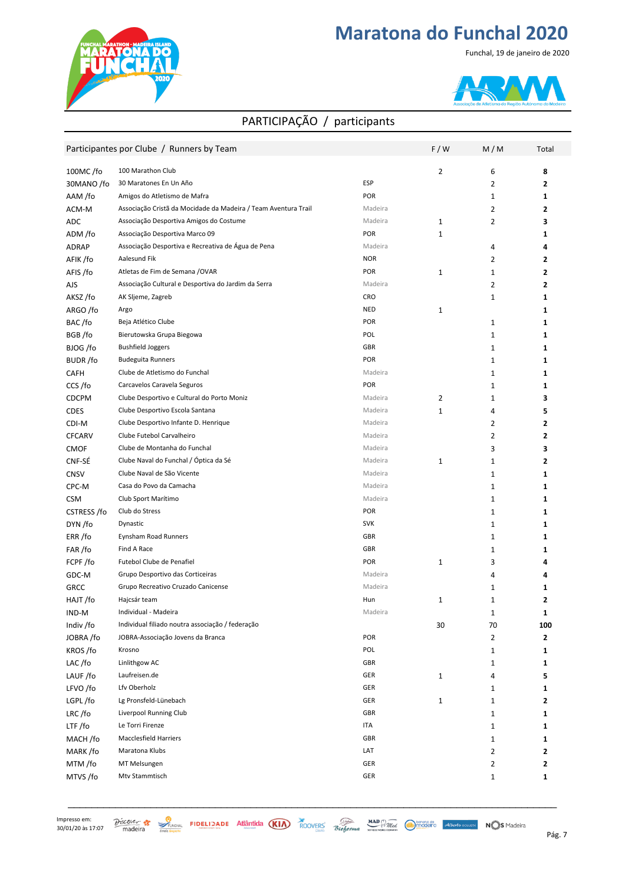# Maratona do Funchal 2020

Funchal, 19 de janeiro de 2020

## PARTICIPAÇÃO / participants

### Participantes por Clube / Runners by Team

| | | | F / W | M / M | Total |
|---|---|---|---|---|---|
| 100MC /fo | 100 Marathon Club | | 2 | 6 | **8** |
| 30MANO /fo | 30 Maratones En Un Año | ESP | | 2 | **2** |
| AAM /fo | Amigos do Atletismo de Mafra | POR | | 1 | **1** |
| ACM-M | Associação Cristã da Mocidade da Madeira / Team Aventura Trail | Madeira | | 2 | **2** |
| ADC | Associação Desportiva Amigos do Costume | Madeira | 1 | 2 | **3** |
| ADM /fo | Associação Desportiva Marco 09 | POR | 1 | | **1** |
| ADRAP | Associação Desportiva e Recreativa de Água de Pena | Madeira | | 4 | **4** |
| AFIK /fo | Aalesund Fik | NOR | | 2 | **2** |
| AFIS /fo | Atletas de Fim de Semana /OVAR | POR | 1 | 1 | **2** |
| AJS | Associação Cultural e Desportiva do Jardim da Serra | Madeira | | 2 | **2** |
| AKSZ /fo | AK Sljeme, Zagreb | CRO | | 1 | **1** |
| ARGO /fo | Argo | NED | 1 | | **1** |
| BAC /fo | Beja Atlético Clube | POR | | 1 | **1** |
| BGB /fo | Bierutowska Grupa Biegowa | POL | | 1 | **1** |
| BJOG /fo | Bushfield Joggers | GBR | | 1 | **1** |
| BUDR /fo | Budeguita Runners | POR | | 1 | **1** |
| CAFH | Clube de Atletismo do Funchal | Madeira | | 1 | **1** |
| CCS /fo | Carcavelos Caravela Seguros | POR | | 1 | **1** |
| CDCPM | Clube Desportivo e Cultural do Porto Moniz | Madeira | 2 | 1 | **3** |
| CDES | Clube Desportivo Escola Santana | Madeira | 1 | 4 | **5** |
| CDI-M | Clube Desportivo Infante D. Henrique | Madeira | | 2 | **2** |
| CFCARV | Clube Futebol Carvalheiro | Madeira | | 2 | **2** |
| CMOF | Clube de Montanha do Funchal | Madeira | | 3 | **3** |
| CNF-SÉ | Clube Naval do Funchal / Óptica da Sé | Madeira | 1 | 1 | **2** |
| CNSV | Clube Naval de São Vicente | Madeira | | 1 | **1** |
| CPC-M | Casa do Povo da Camacha | Madeira | | 1 | **1** |
| CSM | Club Sport Marítimo | Madeira | | 1 | **1** |
| CSTRESS /fo | Club do Stress | POR | | 1 | **1** |
| DYN /fo | Dynastic | SVK | | 1 | **1** |
| ERR /fo | Eynsham Road Runners | GBR | | 1 | **1** |
| FAR /fo | Find A Race | GBR | | 1 | **1** |
| FCPF /fo | Futebol Clube de Penafiel | POR | 1 | 3 | **4** |
| GDC-M | Grupo Desportivo das Corticeiras | Madeira | | 4 | **4** |
| GRCC | Grupo Recreativo Cruzado Canicense | Madeira | | 1 | **1** |
| HAJT /fo | Hajcsár team | Hun | 1 | 1 | **2** |
| IND-M | Individual - Madeira | Madeira | | 1 | **1** |
| Indiv /fo | Individual filiado noutra associação / federação | | 30 | 70 | **100** |
| JOBRA /fo | JOBRA-Associação Jovens da Branca | POR | | 2 | **2** |
| KROS /fo | Krosno | POL | | 1 | **1** |
| LAC /fo | Linlithgow AC | GBR | | 1 | **1** |
| LAUF /fo | Laufreisen.de | GER | 1 | 4 | **5** |
| LFVO /fo | Lfv Oberholz | GER | | 1 | **1** |
| LGPL /fo | Lg Pronsfeld-Lünebach | GER | 1 | 1 | **2** |
| LRC /fo | Liverpool Running Club | GBR | | 1 | **1** |
| LTF /fo | Le Torri Firenze | ITA | | 1 | **1** |
| MACH /fo | Macclesfield Harriers | GBR | | 1 | **1** |
| MARK /fo | Maratona Klubs | LAT | | 2 | **2** |
| MTM /fo | MT Melsungen | GER | | 2 | **2** |
| MTVS /fo | Mtv Stammtisch | GER | | 1 | **1** |

Impresso em: 30/01/20 às 17:07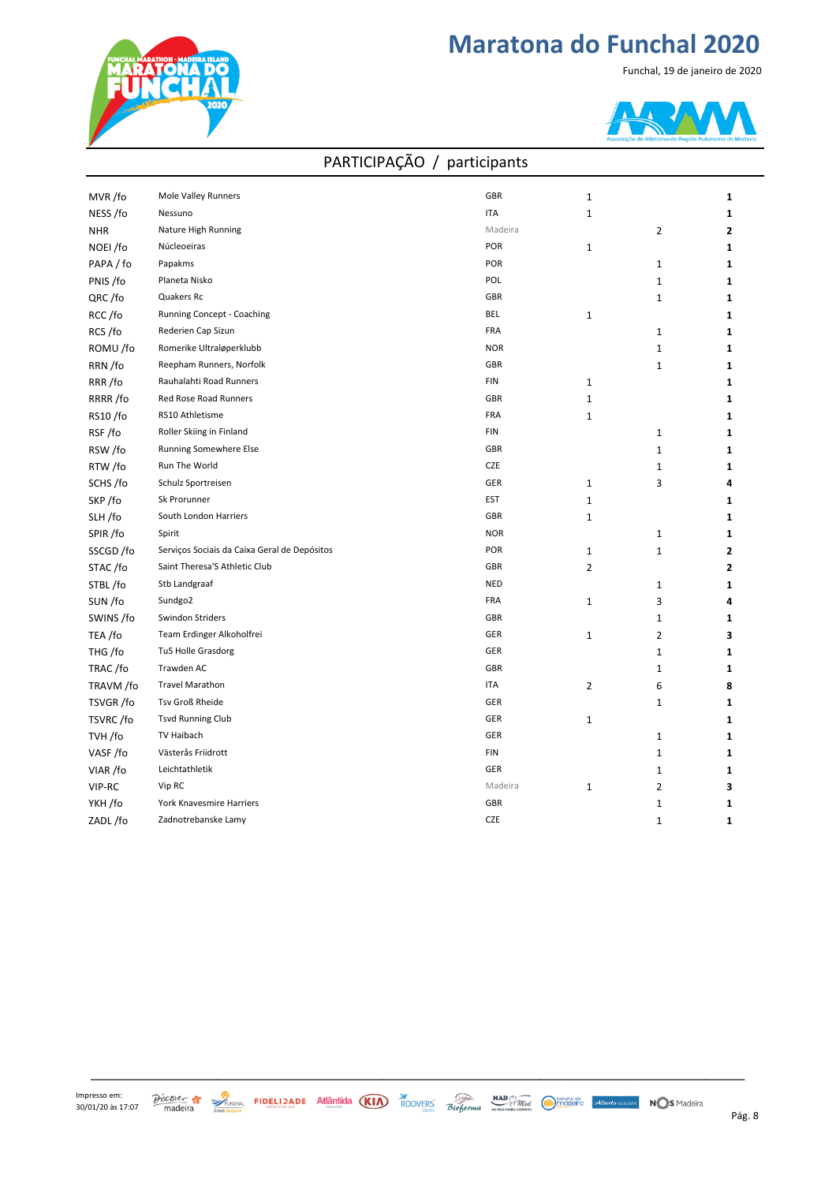# Maratona do Funchal 2020

Funchal, 19 de janeiro de 2020

## PARTICIPAÇÃO / participants

| | | | | | |
|---|---|---|---|---|---|
| MVR /fo | Mole Valley Runners | GBR | 1 | | **1** |
| NESS /fo | Nessuno | ITA | 1 | | **1** |
| NHR | Nature High Running | Madeira | | 2 | **2** |
| NOEI /fo | Núcleoeiras | POR | 1 | | **1** |
| PAPA / fo | Papakms | POR | | 1 | **1** |
| PNIS /fo | Planeta Nisko | POL | | 1 | **1** |
| QRC /fo | Quakers Rc | GBR | | 1 | **1** |
| RCC /fo | Running Concept - Coaching | BEL | 1 | | **1** |
| RCS /fo | Rederien Cap Sizun | FRA | | 1 | **1** |
| ROMU /fo | Romerike Ultraløperklubb | NOR | | 1 | **1** |
| RRN /fo | Reepham Runners, Norfolk | GBR | | 1 | **1** |
| RRR /fo | Rauhalahti Road Runners | FIN | 1 | | **1** |
| RRRR /fo | Red Rose Road Runners | GBR | 1 | | **1** |
| RS10 /fo | RS10 Athletisme | FRA | 1 | | **1** |
| RSF /fo | Roller Skiing in Finland | FIN | | 1 | **1** |
| RSW /fo | Running Somewhere Else | GBR | | 1 | **1** |
| RTW /fo | Run The World | CZE | | 1 | **1** |
| SCHS /fo | Schulz Sportreisen | GER | 1 | 3 | **4** |
| SKP /fo | Sk Prorunner | EST | 1 | | **1** |
| SLH /fo | South London Harriers | GBR | 1 | | **1** |
| SPIR /fo | Spirit | NOR | | 1 | **1** |
| SSCGD /fo | Serviços Sociais da Caixa Geral de Depósitos | POR | 1 | 1 | **2** |
| STAC /fo | Saint Theresa'S Athletic Club | GBR | 2 | | **2** |
| STBL /fo | Stb Landgraaf | NED | | 1 | **1** |
| SUN /fo | Sundgo2 | FRA | 1 | 3 | **4** |
| SWINS /fo | Swindon Striders | GBR | | 1 | **1** |
| TEA /fo | Team Erdinger Alkoholfrei | GER | 1 | 2 | **3** |
| THG /fo | TuS Holle Grasdorg | GER | | 1 | **1** |
| TRAC /fo | Trawden AC | GBR | | 1 | **1** |
| TRAVM /fo | Travel Marathon | ITA | 2 | 6 | **8** |
| TSVGR /fo | Tsv Groß Rheide | GER | | 1 | **1** |
| TSVRC /fo | Tsvd Running Club | GER | 1 | | **1** |
| TVH /fo | TV Haibach | GER | | 1 | **1** |
| VASF /fo | Västerås Friidrott | FIN | | 1 | **1** |
| VIAR /fo | Leichtathletik | GER | | 1 | **1** |
| VIP-RC | Vip RC | Madeira | 1 | 2 | **3** |
| YKH /fo | York Knavesmire Harriers | GBR | | 1 | **1** |
| ZADL /fo | Zadnotrebanske Lamy | CZE | | 1 | **1** |

Impresso em: 30/01/20 às 17:07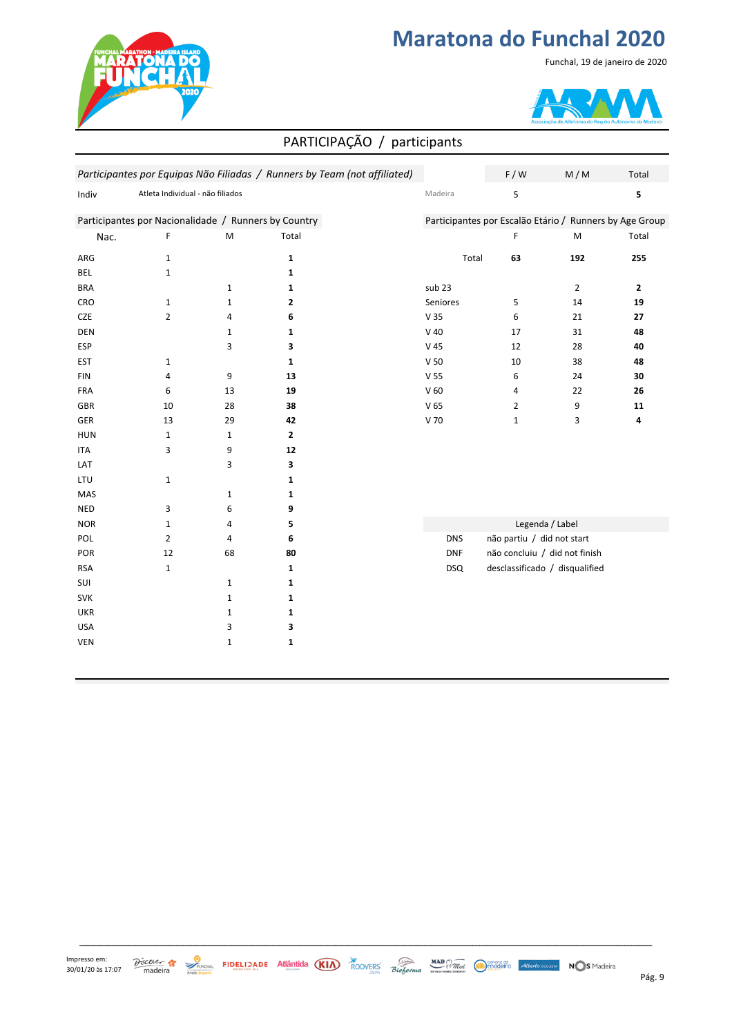# Maratona do Funchal 2020

Funchal, 19 de janeiro de 2020

## PARTICIPAÇÃO / participants

| *Participantes por Equipas Não Filiadas / Runners by Team (not affiliated)* | | | F / W | M / M | Total |
|---|---|---|---|---|---|
| Indiv | Atleta Individual - não filiados | Madeira | 5 | | **5** |

**Participantes por Nacionalidade / Runners by Country**

| Nac. | F | M | Total |
|---|---|---|---|
| ARG | 1 | | **1** |
| BEL | 1 | | **1** |
| BRA | | 1 | **1** |
| CRO | 1 | 1 | **2** |
| CZE | 2 | 4 | **6** |
| DEN | | 1 | **1** |
| ESP | | 3 | **3** |
| EST | 1 | | **1** |
| FIN | 4 | 9 | **13** |
| FRA | 6 | 13 | **19** |
| GBR | 10 | 28 | **38** |
| GER | 13 | 29 | **42** |
| HUN | 1 | 1 | **2** |
| ITA | 3 | 9 | **12** |
| LAT | | 3 | **3** |
| LTU | 1 | | **1** |
| MAS | | 1 | **1** |
| NED | 3 | 6 | **9** |
| NOR | 1 | 4 | **5** |
| POL | 2 | 4 | **6** |
| POR | 12 | 68 | **80** |
| RSA | 1 | | **1** |
| SUI | | 1 | **1** |
| SVK | | 1 | **1** |
| UKR | | 1 | **1** |
| USA | | 3 | **3** |
| VEN | | 1 | **1** |

**Participantes por Escalão Etário / Runners by Age Group**

| | F | M | Total |
|---|---|---|---|
| Total | **63** | **192** | **255** |
| sub 23 | | 2 | **2** |
| Seniores | 5 | 14 | **19** |
| V 35 | 6 | 21 | **27** |
| V 40 | 17 | 31 | **48** |
| V 45 | 12 | 28 | **40** |
| V 50 | 10 | 38 | **48** |
| V 55 | 6 | 24 | **30** |
| V 60 | 4 | 22 | **26** |
| V 65 | 2 | 9 | **11** |
| V 70 | 1 | 3 | **4** |

| Legenda / Label | |
|---|---|
| DNS | não partiu / did not start |
| DNF | não concluiu / did not finish |
| DSQ | desclassificado / disqualified |

Impresso em:
30/01/20 às 17:07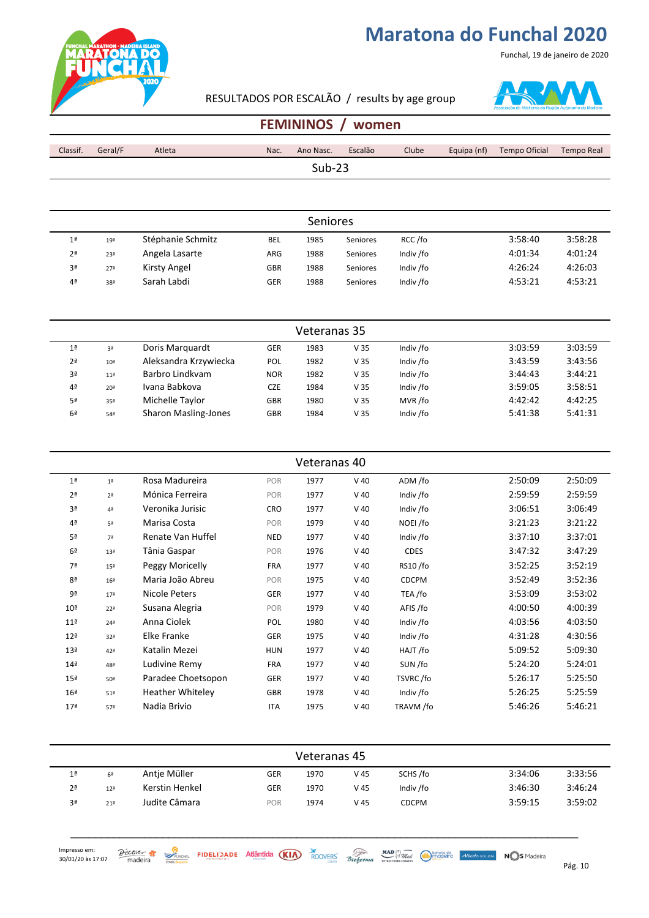# Maratona do Funchal 2020

Funchal, 19 de janeiro de 2020

RESULTADOS POR ESCALÃO / results by age group

## FEMININOS / women

| Classif. | Geral/F | Atleta | Nac. | Ano Nasc. | Escalão | Clube | Equipa (nf) | Tempo Oficial | Tempo Real |
|---|---|---|---|---|---|---|---|---|---|
| **Sub-23** | | | | | | | | | |
| **Seniores** | | | | | | | | | |
| 1ª | 19ª | Stéphanie Schmitz | BEL | 1985 | Seniores | RCC /fo | | 3:58:40 | 3:58:28 |
| 2ª | 23ª | Angela Lasarte | ARG | 1988 | Seniores | Indiv /fo | | 4:01:34 | 4:01:24 |
| 3ª | 27ª | Kirsty Angel | GBR | 1988 | Seniores | Indiv /fo | | 4:26:24 | 4:26:03 |
| 4ª | 38ª | Sarah Labdi | GER | 1988 | Seniores | Indiv /fo | | 4:53:21 | 4:53:21 |
| **Veteranas 35** | | | | | | | | | |
| 1ª | 3ª | Doris Marquardt | GER | 1983 | V 35 | Indiv /fo | | 3:03:59 | 3:03:59 |
| 2ª | 10ª | Aleksandra Krzywiecka | POL | 1982 | V 35 | Indiv /fo | | 3:43:59 | 3:43:56 |
| 3ª | 11ª | Barbro Lindkvam | NOR | 1982 | V 35 | Indiv /fo | | 3:44:43 | 3:44:21 |
| 4ª | 20ª | Ivana Babkova | CZE | 1984 | V 35 | Indiv /fo | | 3:59:05 | 3:58:51 |
| 5ª | 35ª | Michelle Taylor | GBR | 1980 | V 35 | MVR /fo | | 4:42:42 | 4:42:25 |
| 6ª | 54ª | Sharon Masling-Jones | GBR | 1984 | V 35 | Indiv /fo | | 5:41:38 | 5:41:31 |
| **Veteranas 40** | | | | | | | | | |
| 1ª | 1ª | Rosa Madureira | POR | 1977 | V 40 | ADM /fo | | 2:50:09 | 2:50:09 |
| 2ª | 2ª | Mónica Ferreira | POR | 1977 | V 40 | Indiv /fo | | 2:59:59 | 2:59:59 |
| 3ª | 4ª | Veronika Jurisic | CRO | 1977 | V 40 | Indiv /fo | | 3:06:51 | 3:06:49 |
| 4ª | 5ª | Marisa Costa | POR | 1979 | V 40 | NOEI /fo | | 3:21:23 | 3:21:22 |
| 5ª | 7ª | Renate Van Huffel | NED | 1977 | V 40 | Indiv /fo | | 3:37:10 | 3:37:01 |
| 6ª | 13ª | Tânia Gaspar | POR | 1976 | V 40 | CDES | | 3:47:32 | 3:47:29 |
| 7ª | 15ª | Peggy Moricelly | FRA | 1977 | V 40 | RS10 /fo | | 3:52:25 | 3:52:19 |
| 8ª | 16ª | Maria João Abreu | POR | 1975 | V 40 | CDCPM | | 3:52:49 | 3:52:36 |
| 9ª | 17ª | Nicole Peters | GER | 1977 | V 40 | TEA /fo | | 3:53:09 | 3:53:02 |
| 10ª | 22ª | Susana Alegria | POR | 1979 | V 40 | AFIS /fo | | 4:00:50 | 4:00:39 |
| 11ª | 24ª | Anna Ciolek | POL | 1980 | V 40 | Indiv /fo | | 4:03:56 | 4:03:50 |
| 12ª | 32ª | Elke Franke | GER | 1975 | V 40 | Indiv /fo | | 4:31:28 | 4:30:56 |
| 13ª | 42ª | Katalin Mezei | HUN | 1977 | V 40 | HAJT /fo | | 5:09:52 | 5:09:30 |
| 14ª | 48ª | Ludivine Remy | FRA | 1977 | V 40 | SUN /fo | | 5:24:20 | 5:24:01 |
| 15ª | 50ª | Paradee Choetsopon | GER | 1977 | V 40 | TSVRC /fo | | 5:26:17 | 5:25:50 |
| 16ª | 51ª | Heather Whiteley | GBR | 1978 | V 40 | Indiv /fo | | 5:26:25 | 5:25:59 |
| 17ª | 57ª | Nadia Brivio | ITA | 1975 | V 40 | TRAVM /fo | | 5:46:26 | 5:46:21 |
| **Veteranas 45** | | | | | | | | | |
| 1ª | 6ª | Antje Müller | GER | 1970 | V 45 | SCHS /fo | | 3:34:06 | 3:33:56 |
| 2ª | 12ª | Kerstin Henkel | GER | 1970 | V 45 | Indiv /fo | | 3:46:30 | 3:46:24 |
| 3ª | 21ª | Judite Câmara | POR | 1974 | V 45 | CDCPM | | 3:59:15 | 3:59:02 |

Impresso em: 30/01/20 às 17:07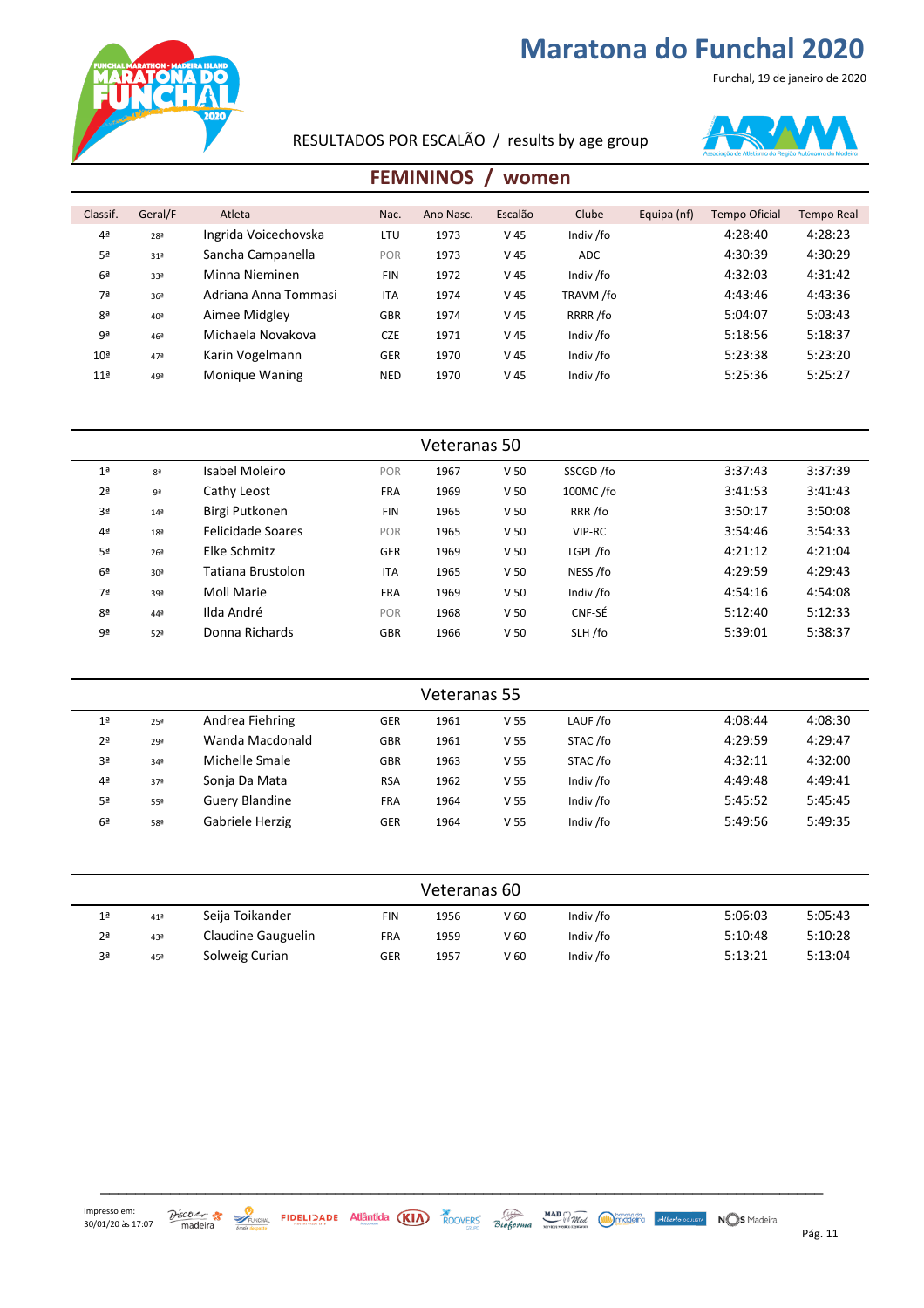# Maratona do Funchal 2020

Funchal, 19 de janeiro de 2020

RESULTADOS POR ESCALÃO / results by age group

## FEMININOS / women

| Classif. | Geral/F | Atleta | Nac. | Ano Nasc. | Escalão | Clube | Equipa (nf) | Tempo Oficial | Tempo Real |
|---|---|---|---|---|---|---|---|---|---|
| 4ª | 28ª | Ingrida Voicechovska | LTU | 1973 | V 45 | Indiv /fo | | 4:28:40 | 4:28:23 |
| 5ª | 31ª | Sancha Campanella | POR | 1973 | V 45 | ADC | | 4:30:39 | 4:30:29 |
| 6ª | 33ª | Minna Nieminen | FIN | 1972 | V 45 | Indiv /fo | | 4:32:03 | 4:31:42 |
| 7ª | 36ª | Adriana Anna Tommasi | ITA | 1974 | V 45 | TRAVM /fo | | 4:43:46 | 4:43:36 |
| 8ª | 40ª | Aimee Midgley | GBR | 1974 | V 45 | RRRR /fo | | 5:04:07 | 5:03:43 |
| 9ª | 46ª | Michaela Novakova | CZE | 1971 | V 45 | Indiv /fo | | 5:18:56 | 5:18:37 |
| 10ª | 47ª | Karin Vogelmann | GER | 1970 | V 45 | Indiv /fo | | 5:23:38 | 5:23:20 |
| 11ª | 49ª | Monique Waning | NED | 1970 | V 45 | Indiv /fo | | 5:25:36 | 5:25:27 |

### Veteranas 50

| Classif. | Geral/F | Atleta | Nac. | Ano Nasc. | Escalão | Clube | Equipa (nf) | Tempo Oficial | Tempo Real |
|---|---|---|---|---|---|---|---|---|---|
| 1ª | 8ª | Isabel Moleiro | POR | 1967 | V 50 | SSCGD /fo | | 3:37:43 | 3:37:39 |
| 2ª | 9ª | Cathy Leost | FRA | 1969 | V 50 | 100MC /fo | | 3:41:53 | 3:41:43 |
| 3ª | 14ª | Birgi Putkonen | FIN | 1965 | V 50 | RRR /fo | | 3:50:17 | 3:50:08 |
| 4ª | 18ª | Felicidade Soares | POR | 1965 | V 50 | VIP-RC | | 3:54:46 | 3:54:33 |
| 5ª | 26ª | Elke Schmitz | GER | 1969 | V 50 | LGPL /fo | | 4:21:12 | 4:21:04 |
| 6ª | 30ª | Tatiana Brustolon | ITA | 1965 | V 50 | NESS /fo | | 4:29:59 | 4:29:43 |
| 7ª | 39ª | Moll Marie | FRA | 1969 | V 50 | Indiv /fo | | 4:54:16 | 4:54:08 |
| 8ª | 44ª | Ilda André | POR | 1968 | V 50 | CNF-SÉ | | 5:12:40 | 5:12:33 |
| 9ª | 52ª | Donna Richards | GBR | 1966 | V 50 | SLH /fo | | 5:39:01 | 5:38:37 |

### Veteranas 55

| Classif. | Geral/F | Atleta | Nac. | Ano Nasc. | Escalão | Clube | Equipa (nf) | Tempo Oficial | Tempo Real |
|---|---|---|---|---|---|---|---|---|---|
| 1ª | 25ª | Andrea Fiehring | GER | 1961 | V 55 | LAUF /fo | | 4:08:44 | 4:08:30 |
| 2ª | 29ª | Wanda Macdonald | GBR | 1961 | V 55 | STAC /fo | | 4:29:59 | 4:29:47 |
| 3ª | 34ª | Michelle Smale | GBR | 1963 | V 55 | STAC /fo | | 4:32:11 | 4:32:00 |
| 4ª | 37ª | Sonja Da Mata | RSA | 1962 | V 55 | Indiv /fo | | 4:49:48 | 4:49:41 |
| 5ª | 55ª | Guery Blandine | FRA | 1964 | V 55 | Indiv /fo | | 5:45:52 | 5:45:45 |
| 6ª | 58ª | Gabriele Herzig | GER | 1964 | V 55 | Indiv /fo | | 5:49:56 | 5:49:35 |

### Veteranas 60

| Classif. | Geral/F | Atleta | Nac. | Ano Nasc. | Escalão | Clube | Equipa (nf) | Tempo Oficial | Tempo Real |
|---|---|---|---|---|---|---|---|---|---|
| 1ª | 41ª | Seija Toikander | FIN | 1956 | V 60 | Indiv /fo | | 5:06:03 | 5:05:43 |
| 2ª | 43ª | Claudine Gauguelin | FRA | 1959 | V 60 | Indiv /fo | | 5:10:48 | 5:10:28 |
| 3ª | 45ª | Solweig Curian | GER | 1957 | V 60 | Indiv /fo | | 5:13:21 | 5:13:04 |

Impresso em:
30/01/20 às 17:07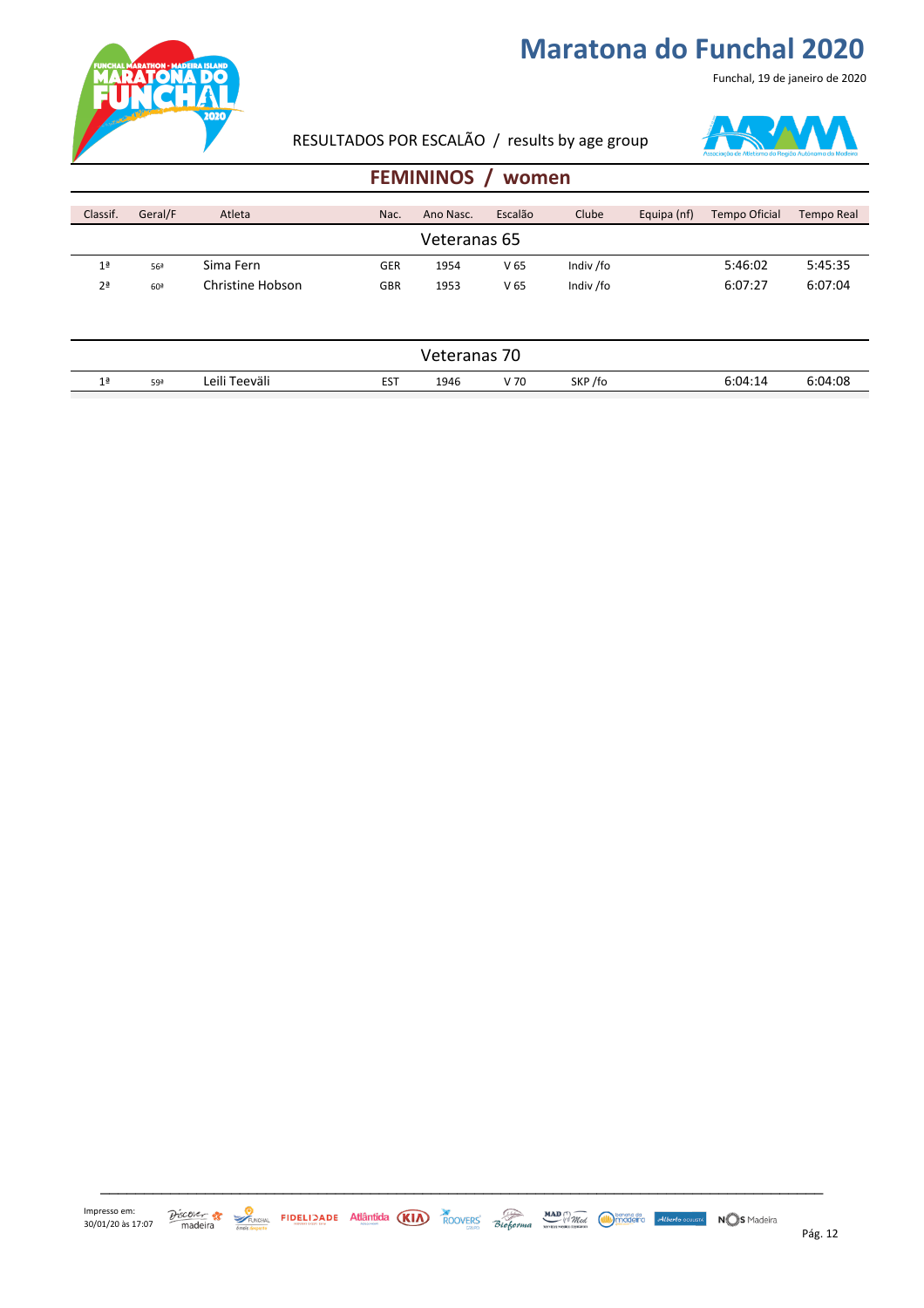# Maratona do Funchal 2020

Funchal, 19 de janeiro de 2020

RESULTADOS POR ESCALÃO / results by age group

## FEMININOS / women

| Classif. | Geral/F | Atleta | Nac. | Ano Nasc. | Escalão | Clube | Equipa (nf) | Tempo Oficial | Tempo Real |
|---|---|---|---|---|---|---|---|---|---|
| | | | | Veteranas 65 | | | | | |
| 1ª | 56ª | Sima Fern | GER | 1954 | V 65 | Indiv /fo | | 5:46:02 | 5:45:35 |
| 2ª | 60ª | Christine Hobson | GBR | 1953 | V 65 | Indiv /fo | | 6:07:27 | 6:07:04 |
| | | | | Veteranas 70 | | | | | |
| 1ª | 59ª | Leili Teeväli | EST | 1946 | V 70 | SKP /fo | | 6:04:14 | 6:04:08 |

Impresso em: 30/01/20 às 17:07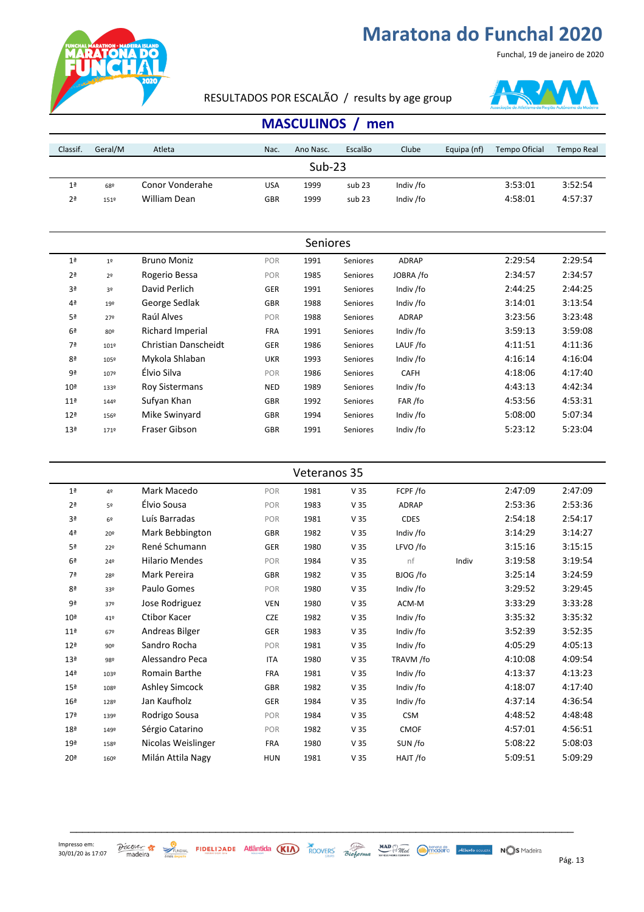# Maratona do Funchal 2020

Funchal, 19 de janeiro de 2020

RESULTADOS POR ESCALÃO / results by age group

## MASCULINOS / men

| Classif. | Geral/M | Atleta | Nac. | Ano Nasc. | Escalão | Clube | Equipa (nf) | Tempo Oficial | Tempo Real |
|---|---|---|---|---|---|---|---|---|---|
| | | | | **Sub-23** | | | | | |
| 1ª | 68º | Conor Vonderahe | USA | 1999 | sub 23 | Indiv /fo | | 3:53:01 | 3:52:54 |
| 2ª | 151º | William Dean | GBR | 1999 | sub 23 | Indiv /fo | | 4:58:01 | 4:57:37 |
| | | | | **Seniores** | | | | | |
| 1ª | 1º | Bruno Moniz | POR | 1991 | Seniores | ADRAP | | 2:29:54 | 2:29:54 |
| 2ª | 2º | Rogerio Bessa | POR | 1985 | Seniores | JOBRA /fo | | 2:34:57 | 2:34:57 |
| 3ª | 3º | David Perlich | GER | 1991 | Seniores | Indiv /fo | | 2:44:25 | 2:44:25 |
| 4ª | 19º | George Sedlak | GBR | 1988 | Seniores | Indiv /fo | | 3:14:01 | 3:13:54 |
| 5ª | 27º | Raúl Alves | POR | 1988 | Seniores | ADRAP | | 3:23:56 | 3:23:48 |
| 6ª | 80º | Richard Imperial | FRA | 1991 | Seniores | Indiv /fo | | 3:59:13 | 3:59:08 |
| 7ª | 101º | Christian Danscheidt | GER | 1986 | Seniores | LAUF /fo | | 4:11:51 | 4:11:36 |
| 8ª | 105º | Mykola Shlaban | UKR | 1993 | Seniores | Indiv /fo | | 4:16:14 | 4:16:04 |
| 9ª | 107º | Élvio Silva | POR | 1986 | Seniores | CAFH | | 4:18:06 | 4:17:40 |
| 10ª | 133º | Roy Sistermans | NED | 1989 | Seniores | Indiv /fo | | 4:43:13 | 4:42:34 |
| 11ª | 144º | Sufyan Khan | GBR | 1992 | Seniores | FAR /fo | | 4:53:56 | 4:53:31 |
| 12ª | 156º | Mike Swinyard | GBR | 1994 | Seniores | Indiv /fo | | 5:08:00 | 5:07:34 |
| 13ª | 171º | Fraser Gibson | GBR | 1991 | Seniores | Indiv /fo | | 5:23:12 | 5:23:04 |
| | | | | **Veteranos 35** | | | | | |
| 1ª | 4º | Mark Macedo | POR | 1981 | V 35 | FCPF /fo | | 2:47:09 | 2:47:09 |
| 2ª | 5º | Élvio Sousa | POR | 1983 | V 35 | ADRAP | | 2:53:36 | 2:53:36 |
| 3ª | 6º | Luís Barradas | POR | 1981 | V 35 | CDES | | 2:54:18 | 2:54:17 |
| 4ª | 20º | Mark Bebbington | GBR | 1982 | V 35 | Indiv /fo | | 3:14:29 | 3:14:27 |
| 5ª | 22º | René Schumann | GER | 1980 | V 35 | LFVO /fo | | 3:15:16 | 3:15:15 |
| 6ª | 24º | Hilario Mendes | POR | 1984 | V 35 | nf | Indiv | 3:19:58 | 3:19:54 |
| 7ª | 28º | Mark Pereira | GBR | 1982 | V 35 | BJOG /fo | | 3:25:14 | 3:24:59 |
| 8ª | 33º | Paulo Gomes | POR | 1980 | V 35 | Indiv /fo | | 3:29:52 | 3:29:45 |
| 9ª | 37º | Jose Rodriguez | VEN | 1980 | V 35 | ACM-M | | 3:33:29 | 3:33:28 |
| 10ª | 41º | Ctibor Kacer | CZE | 1982 | V 35 | Indiv /fo | | 3:35:32 | 3:35:32 |
| 11ª | 67º | Andreas Bilger | GER | 1983 | V 35 | Indiv /fo | | 3:52:39 | 3:52:35 |
| 12ª | 90º | Sandro Rocha | POR | 1981 | V 35 | Indiv /fo | | 4:05:29 | 4:05:13 |
| 13ª | 98º | Alessandro Peca | ITA | 1980 | V 35 | TRAVM /fo | | 4:10:08 | 4:09:54 |
| 14ª | 103º | Romain Barthe | FRA | 1981 | V 35 | Indiv /fo | | 4:13:37 | 4:13:23 |
| 15ª | 108º | Ashley Simcock | GBR | 1982 | V 35 | Indiv /fo | | 4:18:07 | 4:17:40 |
| 16ª | 128º | Jan Kaufholz | GER | 1984 | V 35 | Indiv /fo | | 4:37:14 | 4:36:54 |
| 17ª | 139º | Rodrigo Sousa | POR | 1984 | V 35 | CSM | | 4:48:52 | 4:48:48 |
| 18ª | 149º | Sérgio Catarino | POR | 1982 | V 35 | CMOF | | 4:57:01 | 4:56:51 |
| 19ª | 158º | Nicolas Weislinger | FRA | 1980 | V 35 | SUN /fo | | 5:08:22 | 5:08:03 |
| 20ª | 160º | Milán Attila Nagy | HUN | 1981 | V 35 | HAJT /fo | | 5:09:51 | 5:09:29 |

Impresso em: 30/01/20 às 17:07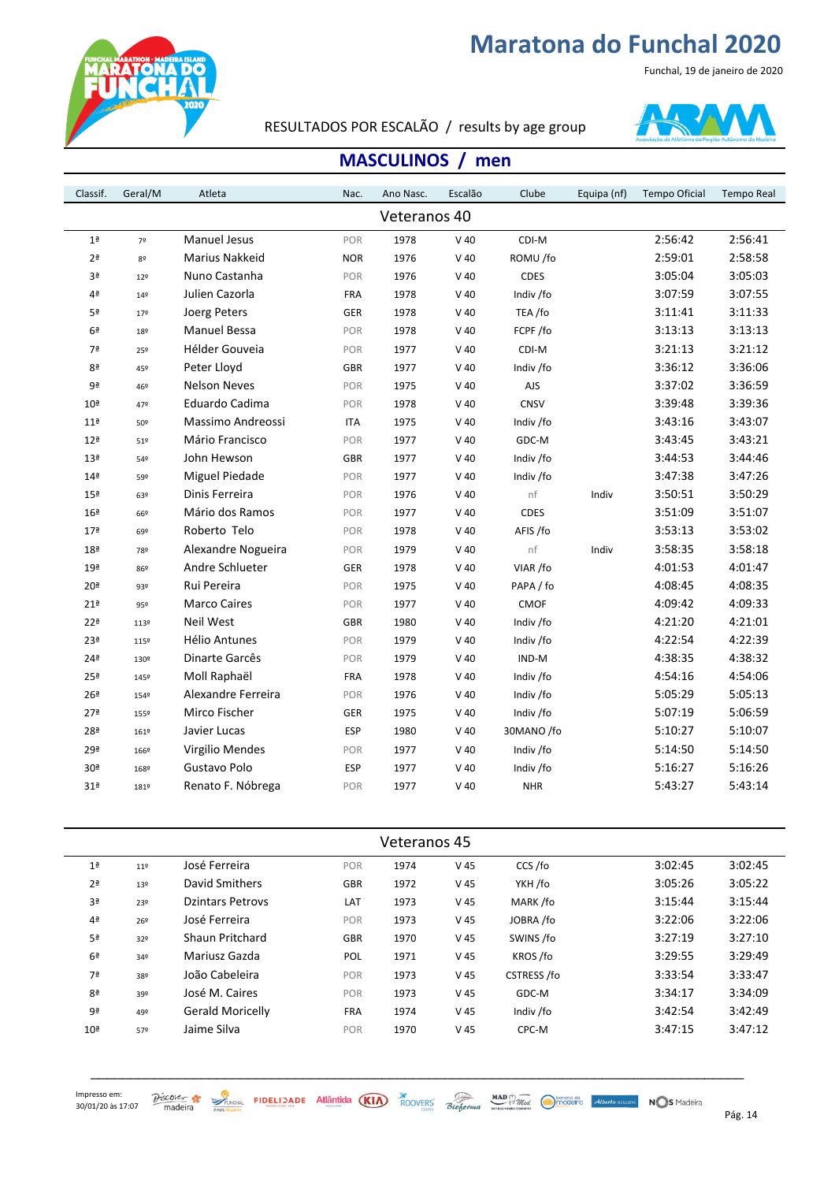# Maratona do Funchal 2020

Funchal, 19 de janeiro de 2020

RESULTADOS POR ESCALÃO / results by age group

## MASCULINOS / men

| Classif. | Geral/M | Atleta | Nac. | Ano Nasc. | Escalão | Clube | Equipa (nf) | Tempo Oficial | Tempo Real |
|---|---|---|---|---|---|---|---|---|---|
| | | **Veteranos 40** | | | | | | | |
| 1ª | 7º | Manuel Jesus | POR | 1978 | V 40 | CDI-M | | 2:56:42 | 2:56:41 |
| 2ª | 8º | Marius Nakkeid | NOR | 1976 | V 40 | ROMU /fo | | 2:59:01 | 2:58:58 |
| 3ª | 12º | Nuno Castanha | POR | 1976 | V 40 | CDES | | 3:05:04 | 3:05:03 |
| 4ª | 14º | Julien Cazorla | FRA | 1978 | V 40 | Indiv /fo | | 3:07:59 | 3:07:55 |
| 5ª | 17º | Joerg Peters | GER | 1978 | V 40 | TEA /fo | | 3:11:41 | 3:11:33 |
| 6ª | 18º | Manuel Bessa | POR | 1978 | V 40 | FCPF /fo | | 3:13:13 | 3:13:13 |
| 7ª | 25º | Hélder Gouveia | POR | 1977 | V 40 | CDI-M | | 3:21:13 | 3:21:12 |
| 8ª | 45º | Peter Lloyd | GBR | 1977 | V 40 | Indiv /fo | | 3:36:12 | 3:36:06 |
| 9ª | 46º | Nelson Neves | POR | 1975 | V 40 | AJS | | 3:37:02 | 3:36:59 |
| 10ª | 47º | Eduardo Cadima | POR | 1978 | V 40 | CNSV | | 3:39:48 | 3:39:36 |
| 11ª | 50º | Massimo Andreossi | ITA | 1975 | V 40 | Indiv /fo | | 3:43:16 | 3:43:07 |
| 12ª | 51º | Mário Francisco | POR | 1977 | V 40 | GDC-M | | 3:43:45 | 3:43:21 |
| 13ª | 54º | John Hewson | GBR | 1977 | V 40 | Indiv /fo | | 3:44:53 | 3:44:46 |
| 14ª | 59º | Miguel Piedade | POR | 1977 | V 40 | Indiv /fo | | 3:47:38 | 3:47:26 |
| 15ª | 63º | Dinis Ferreira | POR | 1976 | V 40 | nf | Indiv | 3:50:51 | 3:50:29 |
| 16ª | 66º | Mário dos Ramos | POR | 1977 | V 40 | CDES | | 3:51:09 | 3:51:07 |
| 17ª | 69º | Roberto Telo | POR | 1978 | V 40 | AFIS /fo | | 3:53:13 | 3:53:02 |
| 18ª | 78º | Alexandre Nogueira | POR | 1979 | V 40 | nf | Indiv | 3:58:35 | 3:58:18 |
| 19ª | 86º | Andre Schlueter | GER | 1978 | V 40 | VIAR /fo | | 4:01:53 | 4:01:47 |
| 20ª | 93º | Rui Pereira | POR | 1975 | V 40 | PAPA / fo | | 4:08:45 | 4:08:35 |
| 21ª | 95º | Marco Caires | POR | 1977 | V 40 | CMOF | | 4:09:42 | 4:09:33 |
| 22ª | 113º | Neil West | GBR | 1980 | V 40 | Indiv /fo | | 4:21:20 | 4:21:01 |
| 23ª | 115º | Hélio Antunes | POR | 1979 | V 40 | Indiv /fo | | 4:22:54 | 4:22:39 |
| 24ª | 130º | Dinarte Garcês | POR | 1979 | V 40 | IND-M | | 4:38:35 | 4:38:32 |
| 25ª | 145º | Moll Raphaël | FRA | 1978 | V 40 | Indiv /fo | | 4:54:16 | 4:54:06 |
| 26ª | 154º | Alexandre Ferreira | POR | 1976 | V 40 | Indiv /fo | | 5:05:29 | 5:05:13 |
| 27ª | 155º | Mirco Fischer | GER | 1975 | V 40 | Indiv /fo | | 5:07:19 | 5:06:59 |
| 28ª | 161º | Javier Lucas | ESP | 1980 | V 40 | 30MANO /fo | | 5:10:27 | 5:10:07 |
| 29ª | 166º | Virgilio Mendes | POR | 1977 | V 40 | Indiv /fo | | 5:14:50 | 5:14:50 |
| 30ª | 168º | Gustavo Polo | ESP | 1977 | V 40 | Indiv /fo | | 5:16:27 | 5:16:26 |
| 31ª | 181º | Renato F. Nóbrega | POR | 1977 | V 40 | NHR | | 5:43:27 | 5:43:14 |
| | | **Veteranos 45** | | | | | | | |
| 1ª | 11º | José Ferreira | POR | 1974 | V 45 | CCS /fo | | 3:02:45 | 3:02:45 |
| 2ª | 13º | David Smithers | GBR | 1972 | V 45 | YKH /fo | | 3:05:26 | 3:05:22 |
| 3ª | 23º | Dzintars Petrovs | LAT | 1973 | V 45 | MARK /fo | | 3:15:44 | 3:15:44 |
| 4ª | 26º | José Ferreira | POR | 1973 | V 45 | JOBRA /fo | | 3:22:06 | 3:22:06 |
| 5ª | 32º | Shaun Pritchard | GBR | 1970 | V 45 | SWINS /fo | | 3:27:19 | 3:27:10 |
| 6ª | 34º | Mariusz Gazda | POL | 1971 | V 45 | KROS /fo | | 3:29:55 | 3:29:49 |
| 7ª | 38º | João Cabeleira | POR | 1973 | V 45 | CSTRESS /fo | | 3:33:54 | 3:33:47 |
| 8ª | 39º | José M. Caires | POR | 1973 | V 45 | GDC-M | | 3:34:17 | 3:34:09 |
| 9ª | 49º | Gerald Moricelly | FRA | 1974 | V 45 | Indiv /fo | | 3:42:54 | 3:42:49 |
| 10ª | 57º | Jaime Silva | POR | 1970 | V 45 | CPC-M | | 3:47:15 | 3:47:12 |

Impresso em: 30/01/20 às 17:07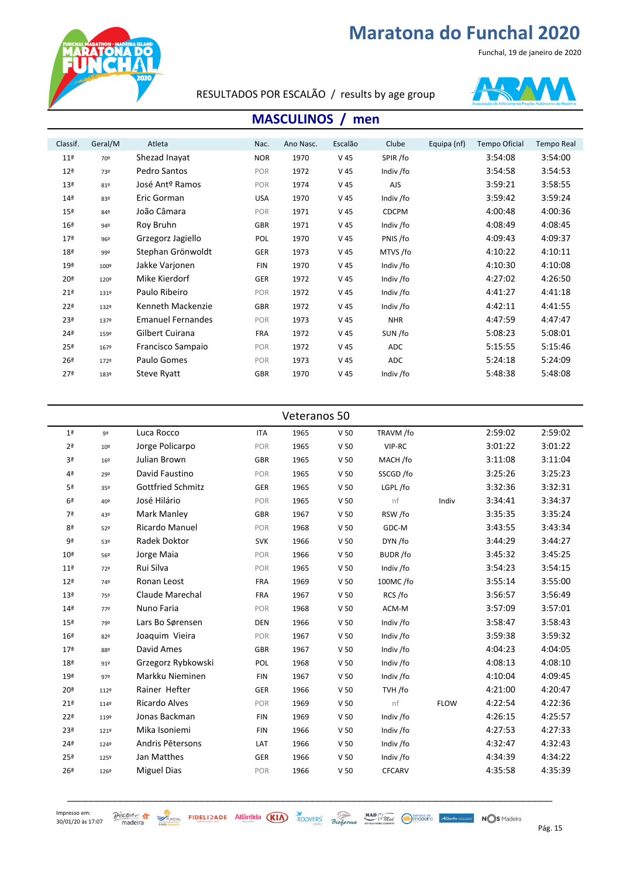# Maratona do Funchal 2020

Funchal, 19 de janeiro de 2020

RESULTADOS POR ESCALÃO / results by age group

## MASCULINOS / men

| Classif. | Geral/M | Atleta | Nac. | Ano Nasc. | Escalão | Clube | Equipa (nf) | Tempo Oficial | Tempo Real |
|---|---|---|---|---|---|---|---|---|---|
| 11ª | 70º | Shezad Inayat | NOR | 1970 | V 45 | SPIR /fo | | 3:54:08 | 3:54:00 |
| 12ª | 73º | Pedro Santos | POR | 1972 | V 45 | Indiv /fo | | 3:54:58 | 3:54:53 |
| 13ª | 81º | José Antº Ramos | POR | 1974 | V 45 | AJS | | 3:59:21 | 3:58:55 |
| 14ª | 83º | Eric Gorman | USA | 1970 | V 45 | Indiv /fo | | 3:59:42 | 3:59:24 |
| 15ª | 84º | João Câmara | POR | 1971 | V 45 | CDCPM | | 4:00:48 | 4:00:36 |
| 16ª | 94º | Roy Bruhn | GBR | 1971 | V 45 | Indiv /fo | | 4:08:49 | 4:08:45 |
| 17ª | 96º | Grzegorz Jagiello | POL | 1970 | V 45 | PNIS /fo | | 4:09:43 | 4:09:37 |
| 18ª | 99º | Stephan Grönwoldt | GER | 1973 | V 45 | MTVS /fo | | 4:10:22 | 4:10:11 |
| 19ª | 100º | Jakke Varjonen | FIN | 1970 | V 45 | Indiv /fo | | 4:10:30 | 4:10:08 |
| 20ª | 120º | Mike Kierdorf | GER | 1972 | V 45 | Indiv /fo | | 4:27:02 | 4:26:50 |
| 21ª | 131º | Paulo Ribeiro | POR | 1972 | V 45 | Indiv /fo | | 4:41:27 | 4:41:18 |
| 22ª | 132º | Kenneth Mackenzie | GBR | 1972 | V 45 | Indiv /fo | | 4:42:11 | 4:41:55 |
| 23ª | 137º | Emanuel Fernandes | POR | 1973 | V 45 | NHR | | 4:47:59 | 4:47:47 |
| 24ª | 159º | Gilbert Cuirana | FRA | 1972 | V 45 | SUN /fo | | 5:08:23 | 5:08:01 |
| 25ª | 167º | Francisco Sampaio | POR | 1972 | V 45 | ADC | | 5:15:55 | 5:15:46 |
| 26ª | 172º | Paulo Gomes | POR | 1973 | V 45 | ADC | | 5:24:18 | 5:24:09 |
| 27ª | 183º | Steve Ryatt | GBR | 1970 | V 45 | Indiv /fo | | 5:48:38 | 5:48:08 |

### Veteranos 50

| Classif. | Geral/M | Atleta | Nac. | Ano Nasc. | Escalão | Clube | Equipa (nf) | Tempo Oficial | Tempo Real |
|---|---|---|---|---|---|---|---|---|---|
| 1ª | 9º | Luca Rocco | ITA | 1965 | V 50 | TRAVM /fo | | 2:59:02 | 2:59:02 |
| 2ª | 10º | Jorge Policarpo | POR | 1965 | V 50 | VIP-RC | | 3:01:22 | 3:01:22 |
| 3ª | 16º | Julian Brown | GBR | 1965 | V 50 | MACH /fo | | 3:11:08 | 3:11:04 |
| 4ª | 29º | David Faustino | POR | 1965 | V 50 | SSCGD /fo | | 3:25:26 | 3:25:23 |
| 5ª | 35º | Gottfried Schmitz | GER | 1965 | V 50 | LGPL /fo | | 3:32:36 | 3:32:31 |
| 6ª | 40º | José Hilário | POR | 1965 | V 50 | nf | Indiv | 3:34:41 | 3:34:37 |
| 7ª | 43º | Mark Manley | GBR | 1967 | V 50 | RSW /fo | | 3:35:35 | 3:35:24 |
| 8ª | 52º | Ricardo Manuel | POR | 1968 | V 50 | GDC-M | | 3:43:55 | 3:43:34 |
| 9ª | 53º | Radek Doktor | SVK | 1966 | V 50 | DYN /fo | | 3:44:29 | 3:44:27 |
| 10ª | 56º | Jorge Maia | POR | 1966 | V 50 | BUDR /fo | | 3:45:32 | 3:45:25 |
| 11ª | 72º | Rui Silva | POR | 1965 | V 50 | Indiv /fo | | 3:54:23 | 3:54:15 |
| 12ª | 74º | Ronan Leost | FRA | 1969 | V 50 | 100MC /fo | | 3:55:14 | 3:55:00 |
| 13ª | 75º | Claude Marechal | FRA | 1967 | V 50 | RCS /fo | | 3:56:57 | 3:56:49 |
| 14ª | 77º | Nuno Faria | POR | 1968 | V 50 | ACM-M | | 3:57:09 | 3:57:01 |
| 15ª | 79º | Lars Bo Sørensen | DEN | 1966 | V 50 | Indiv /fo | | 3:58:47 | 3:58:43 |
| 16ª | 82º | Joaquim Vieira | POR | 1967 | V 50 | Indiv /fo | | 3:59:38 | 3:59:32 |
| 17ª | 88º | David Ames | GBR | 1967 | V 50 | Indiv /fo | | 4:04:23 | 4:04:05 |
| 18ª | 91º | Grzegorz Rybkowski | POL | 1968 | V 50 | Indiv /fo | | 4:08:13 | 4:08:10 |
| 19ª | 97º | Markku Nieminen | FIN | 1967 | V 50 | Indiv /fo | | 4:10:04 | 4:09:45 |
| 20ª | 112º | Rainer Hefter | GER | 1966 | V 50 | TVH /fo | | 4:21:00 | 4:20:47 |
| 21ª | 114º | Ricardo Alves | POR | 1969 | V 50 | nf | FLOW | 4:22:54 | 4:22:36 |
| 22ª | 119º | Jonas Backman | FIN | 1969 | V 50 | Indiv /fo | | 4:26:15 | 4:25:57 |
| 23ª | 121º | Mika Isoniemi | FIN | 1966 | V 50 | Indiv /fo | | 4:27:53 | 4:27:33 |
| 24ª | 124º | Andris Pētersons | LAT | 1966 | V 50 | Indiv /fo | | 4:32:47 | 4:32:43 |
| 25ª | 125º | Jan Matthes | GER | 1966 | V 50 | Indiv /fo | | 4:34:39 | 4:34:22 |
| 26ª | 126º | Miguel Dias | POR | 1966 | V 50 | CFCARV | | 4:35:58 | 4:35:39 |

Impresso em: 30/01/20 às 17:07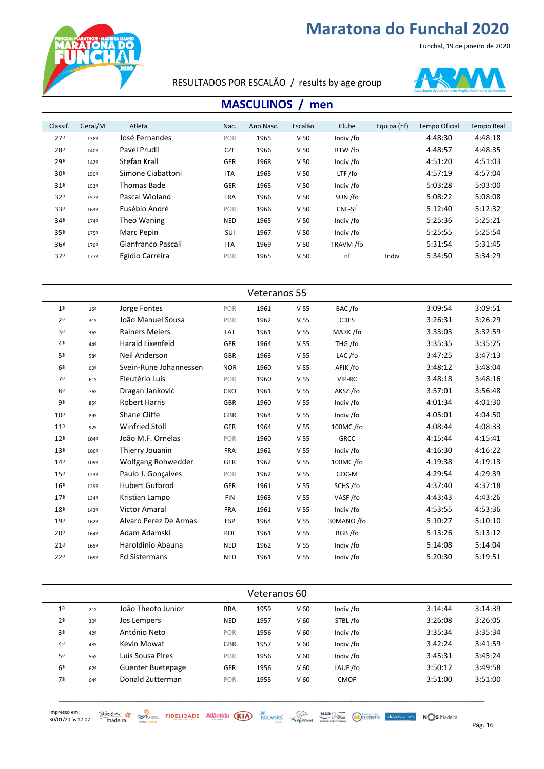# Maratona do Funchal 2020

Funchal, 19 de janeiro de 2020

RESULTADOS POR ESCALÃO / results by age group

## MASCULINOS / men

| Classif. | Geral/M | Atleta | Nac. | Ano Nasc. | Escalão | Clube | Equipa (nf) | Tempo Oficial | Tempo Real |
|---|---|---|---|---|---|---|---|---|---|
| 27ª | 138º | José Fernandes | POR | 1965 | V 50 | Indiv /fo | | 4:48:30 | 4:48:18 |
| 28ª | 140º | Pavel Prudil | CZE | 1966 | V 50 | RTW /fo | | 4:48:57 | 4:48:35 |
| 29ª | 142º | Stefan Krall | GER | 1968 | V 50 | Indiv /fo | | 4:51:20 | 4:51:03 |
| 30ª | 150º | Simone Ciabattoni | ITA | 1965 | V 50 | LTF /fo | | 4:57:19 | 4:57:04 |
| 31ª | 153º | Thomas Bade | GER | 1965 | V 50 | Indiv /fo | | 5:03:28 | 5:03:00 |
| 32ª | 157º | Pascal Wioland | FRA | 1966 | V 50 | SUN /fo | | 5:08:22 | 5:08:08 |
| 33ª | 163º | Eusébio André | POR | 1966 | V 50 | CNF-SÉ | | 5:12:40 | 5:12:32 |
| 34ª | 174º | Theo Waning | NED | 1965 | V 50 | Indiv /fo | | 5:25:36 | 5:25:21 |
| 35ª | 175º | Marc Pepin | SUI | 1967 | V 50 | Indiv /fo | | 5:25:55 | 5:25:54 |
| 36ª | 176º | Gianfranco Pascali | ITA | 1969 | V 50 | TRAVM /fo | | 5:31:54 | 5:31:45 |
| 37ª | 177º | Egídio Carreira | POR | 1965 | V 50 | nf | Indiv | 5:34:50 | 5:34:29 |

### Veteranos 55

| Classif. | Geral/M | Atleta | Nac. | Ano Nasc. | Escalão | Clube | Equipa (nf) | Tempo Oficial | Tempo Real |
|---|---|---|---|---|---|---|---|---|---|
| 1ª | 15º | Jorge Fontes | POR | 1961 | V 55 | BAC /fo | | 3:09:54 | 3:09:51 |
| 2ª | 31º | João Manuel Sousa | POR | 1962 | V 55 | CDES | | 3:26:31 | 3:26:29 |
| 3ª | 36º | Rainers Meiers | LAT | 1961 | V 55 | MARK /fo | | 3:33:03 | 3:32:59 |
| 4ª | 44º | Harald Lixenfeld | GER | 1964 | V 55 | THG /fo | | 3:35:35 | 3:35:25 |
| 5ª | 58º | Neil Anderson | GBR | 1963 | V 55 | LAC /fo | | 3:47:25 | 3:47:13 |
| 6ª | 60º | Svein-Rune Johannessen | NOR | 1960 | V 55 | AFIK /fo | | 3:48:12 | 3:48:04 |
| 7ª | 61º | Eleutério Luís | POR | 1960 | V 55 | VIP-RC | | 3:48:18 | 3:48:16 |
| 8ª | 76º | Dragan Janković | CRO | 1961 | V 55 | AKSZ /fo | | 3:57:01 | 3:56:48 |
| 9ª | 85º | Robert Harris | GBR | 1960 | V 55 | Indiv /fo | | 4:01:34 | 4:01:30 |
| 10ª | 89º | Shane Cliffe | GBR | 1964 | V 55 | Indiv /fo | | 4:05:01 | 4:04:50 |
| 11ª | 92º | Winfried Stoll | GER | 1964 | V 55 | 100MC /fo | | 4:08:44 | 4:08:33 |
| 12ª | 104º | João M.F. Ornelas | POR | 1960 | V 55 | GRCC | | 4:15:44 | 4:15:41 |
| 13ª | 106º | Thierry Jouanin | FRA | 1962 | V 55 | Indiv /fo | | 4:16:30 | 4:16:22 |
| 14ª | 109º | Wolfgang Rohwedder | GER | 1962 | V 55 | 100MC /fo | | 4:19:38 | 4:19:13 |
| 15ª | 123º | Paulo J. Gonçalves | POR | 1962 | V 55 | GDC-M | | 4:29:54 | 4:29:39 |
| 16ª | 129º | Hubert Gutbrod | GER | 1961 | V 55 | SCHS /fo | | 4:37:40 | 4:37:18 |
| 17ª | 134º | Kristian Lampo | FIN | 1963 | V 55 | VASF /fo | | 4:43:43 | 4:43:26 |
| 18ª | 143º | Victor Amaral | FRA | 1961 | V 55 | Indiv /fo | | 4:53:55 | 4:53:36 |
| 19ª | 162º | Alvaro Perez De Armas | ESP | 1964 | V 55 | 30MANO /fo | | 5:10:27 | 5:10:10 |
| 20ª | 164º | Adam Adamski | POL | 1961 | V 55 | BGB /fo | | 5:13:26 | 5:13:12 |
| 21ª | 165º | Haroldinio Abauna | NED | 1962 | V 55 | Indiv /fo | | 5:14:08 | 5:14:04 |
| 22ª | 169º | Ed Sistermans | NED | 1961 | V 55 | Indiv /fo | | 5:20:30 | 5:19:51 |

### Veteranos 60

| Classif. | Geral/M | Atleta | Nac. | Ano Nasc. | Escalão | Clube | Equipa (nf) | Tempo Oficial | Tempo Real |
|---|---|---|---|---|---|---|---|---|---|
| 1ª | 21º | João Theoto Junior | BRA | 1959 | V 60 | Indiv /fo | | 3:14:44 | 3:14:39 |
| 2ª | 30º | Jos Lempers | NED | 1957 | V 60 | STBL /fo | | 3:26:08 | 3:26:05 |
| 3ª | 42º | António Neto | POR | 1956 | V 60 | Indiv /fo | | 3:35:34 | 3:35:34 |
| 4ª | 48º | Kevin Mowat | GBR | 1957 | V 60 | Indiv /fo | | 3:42:24 | 3:41:59 |
| 5ª | 55º | Luís Sousa Pires | POR | 1956 | V 60 | Indiv /fo | | 3:45:31 | 3:45:24 |
| 6ª | 62º | Guenter Buetepage | GER | 1956 | V 60 | LAUF /fo | | 3:50:12 | 3:49:58 |
| 7ª | 64º | Donald Zutterman | POR | 1955 | V 60 | CMOF | | 3:51:00 | 3:51:00 |

Impresso em: 30/01/20 às 17:07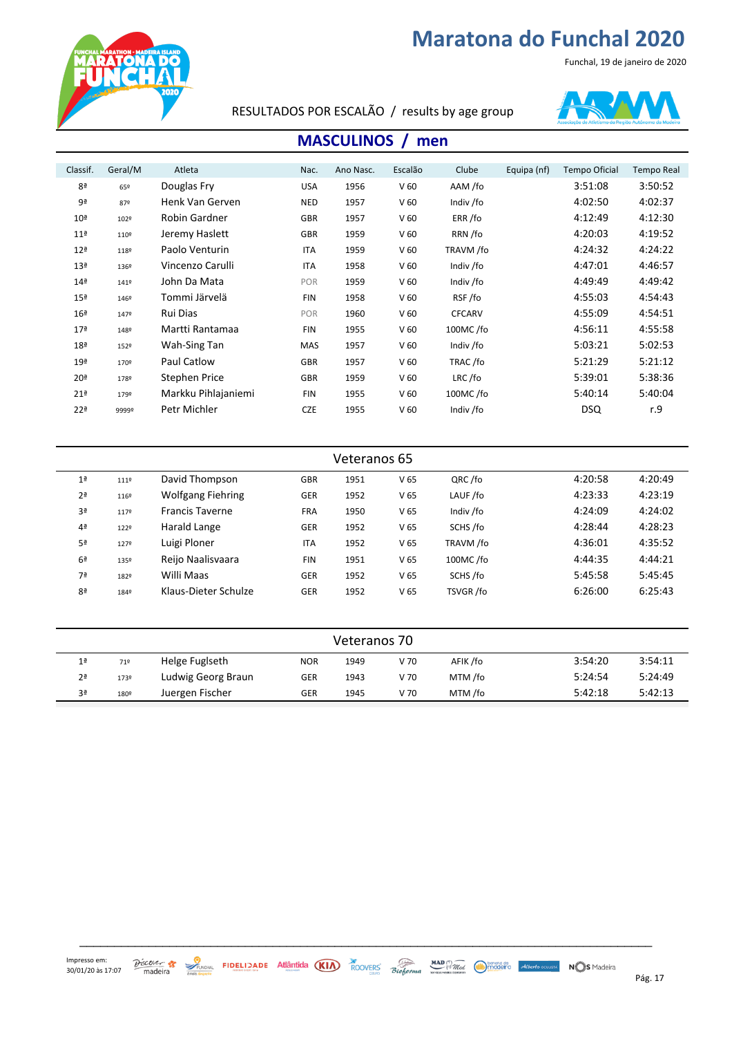# Maratona do Funchal 2020

Funchal, 19 de janeiro de 2020

RESULTADOS POR ESCALÃO / results by age group

## MASCULINOS / men

| Classif. | Geral/M | Atleta | Nac. | Ano Nasc. | Escalão | Clube | Equipa (nf) | Tempo Oficial | Tempo Real |
|---|---|---|---|---|---|---|---|---|---|
| 8ª | 65º | Douglas Fry | USA | 1956 | V 60 | AAM /fo | | 3:51:08 | 3:50:52 |
| 9ª | 87º | Henk Van Gerven | NED | 1957 | V 60 | Indiv /fo | | 4:02:50 | 4:02:37 |
| 10ª | 102º | Robin Gardner | GBR | 1957 | V 60 | ERR /fo | | 4:12:49 | 4:12:30 |
| 11ª | 110º | Jeremy Haslett | GBR | 1959 | V 60 | RRN /fo | | 4:20:03 | 4:19:52 |
| 12ª | 118º | Paolo Venturin | ITA | 1959 | V 60 | TRAVM /fo | | 4:24:32 | 4:24:22 |
| 13ª | 136º | Vincenzo Carulli | ITA | 1958 | V 60 | Indiv /fo | | 4:47:01 | 4:46:57 |
| 14ª | 141º | John Da Mata | POR | 1959 | V 60 | Indiv /fo | | 4:49:49 | 4:49:42 |
| 15ª | 146º | Tommi Järvelä | FIN | 1958 | V 60 | RSF /fo | | 4:55:03 | 4:54:43 |
| 16ª | 147º | Rui Dias | POR | 1960 | V 60 | CFCARV | | 4:55:09 | 4:54:51 |
| 17ª | 148º | Martti Rantamaa | FIN | 1955 | V 60 | 100MC /fo | | 4:56:11 | 4:55:58 |
| 18ª | 152º | Wah-Sing Tan | MAS | 1957 | V 60 | Indiv /fo | | 5:03:21 | 5:02:53 |
| 19ª | 170º | Paul Catlow | GBR | 1957 | V 60 | TRAC /fo | | 5:21:29 | 5:21:12 |
| 20ª | 178º | Stephen Price | GBR | 1959 | V 60 | LRC /fo | | 5:39:01 | 5:38:36 |
| 21ª | 179º | Markku Pihlajaniemi | FIN | 1955 | V 60 | 100MC /fo | | 5:40:14 | 5:40:04 |
| 22ª | 9999º | Petr Michler | CZE | 1955 | V 60 | Indiv /fo | | DSQ | r.9 |

### Veteranos 65

| Classif. | Geral/M | Atleta | Nac. | Ano Nasc. | Escalão | Clube | Equipa (nf) | Tempo Oficial | Tempo Real |
|---|---|---|---|---|---|---|---|---|---|
| 1ª | 111º | David Thompson | GBR | 1951 | V 65 | QRC /fo | | 4:20:58 | 4:20:49 |
| 2ª | 116º | Wolfgang Fiehring | GER | 1952 | V 65 | LAUF /fo | | 4:23:33 | 4:23:19 |
| 3ª | 117º | Francis Taverne | FRA | 1950 | V 65 | Indiv /fo | | 4:24:09 | 4:24:02 |
| 4ª | 122º | Harald Lange | GER | 1952 | V 65 | SCHS /fo | | 4:28:44 | 4:28:23 |
| 5ª | 127º | Luigi Ploner | ITA | 1952 | V 65 | TRAVM /fo | | 4:36:01 | 4:35:52 |
| 6ª | 135º | Reijo Naalisvaara | FIN | 1951 | V 65 | 100MC /fo | | 4:44:35 | 4:44:21 |
| 7ª | 182º | Willi Maas | GER | 1952 | V 65 | SCHS /fo | | 5:45:58 | 5:45:45 |
| 8ª | 184º | Klaus-Dieter Schulze | GER | 1952 | V 65 | TSVGR /fo | | 6:26:00 | 6:25:43 |

### Veteranos 70

| Classif. | Geral/M | Atleta | Nac. | Ano Nasc. | Escalão | Clube | Equipa (nf) | Tempo Oficial | Tempo Real |
|---|---|---|---|---|---|---|---|---|---|
| 1ª | 71º | Helge Fuglseth | NOR | 1949 | V 70 | AFIK /fo | | 3:54:20 | 3:54:11 |
| 2ª | 173º | Ludwig Georg Braun | GER | 1943 | V 70 | MTM /fo | | 5:24:54 | 5:24:49 |
| 3ª | 180º | Juergen Fischer | GER | 1945 | V 70 | MTM /fo | | 5:42:18 | 5:42:13 |

Impresso em: 30/01/20 às 17:07